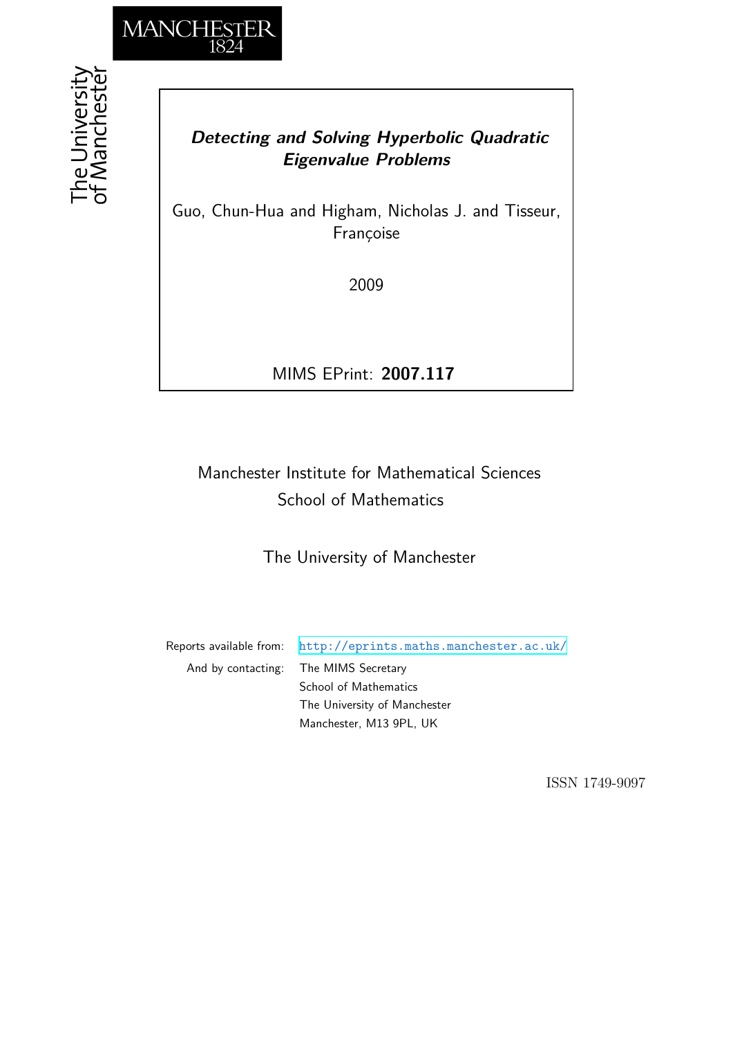MANCHESTER
1824

The University of Manchester

# *Detecting and Solving Hyperbolic Quadratic Eigenvalue Problems*

Guo, Chun-Hua and Higham, Nicholas J. and Tisseur, Françoise

2009

MIMS EPrint: **2007.117**

Manchester Institute for Mathematical Sciences
School of Mathematics

The University of Manchester

Reports available from: http://eprints.maths.manchester.ac.uk/
And by contacting: The MIMS Secretary
School of Mathematics
The University of Manchester
Manchester, M13 9PL, UK

ISSN 1749-9097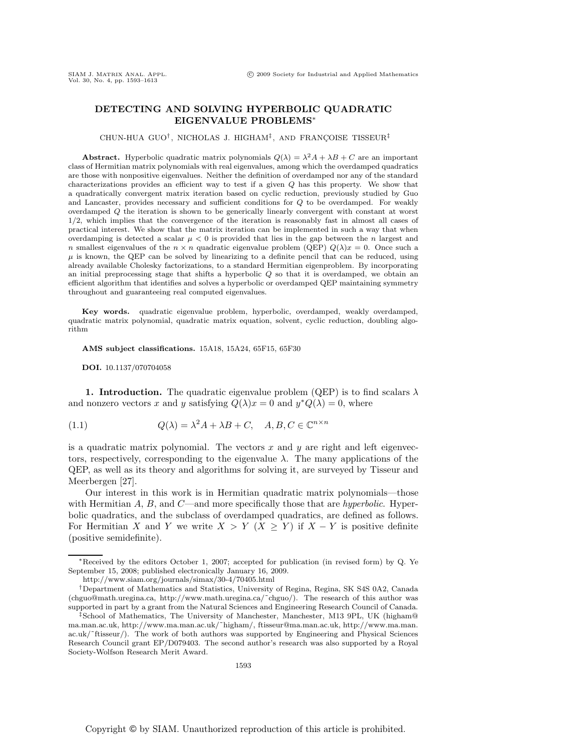# DETECTING AND SOLVING HYPERBOLIC QUADRATIC EIGENVALUE PROBLEMS*

CHUN-HUA GUO†, NICHOLAS J. HIGHAM‡, AND FRANÇOISE TISSEUR‡

**Abstract.** Hyperbolic quadratic matrix polynomials $Q(\lambda) = \lambda^2 A + \lambda B + C$ are an important class of Hermitian matrix polynomials with real eigenvalues, among which the overdamped quadratics are those with nonpositive eigenvalues. Neither the definition of overdamped nor any of the standard characterizations provides an efficient way to test if a given $Q$ has this property. We show that a quadratically convergent matrix iteration based on cyclic reduction, previously studied by Guo and Lancaster, provides necessary and sufficient conditions for $Q$ to be overdamped. For weakly overdamped $Q$ the iteration is shown to be generically linearly convergent with constant at worst 1/2, which implies that the convergence of the iteration is reasonably fast in almost all cases of practical interest. We show that the matrix iteration can be implemented in such a way that when overdamping is detected a scalar $\mu < 0$ is provided that lies in the gap between the $n$ largest and $n$ smallest eigenvalues of the $n \times n$ quadratic eigenvalue problem (QEP) $Q(\lambda)x = 0$. Once such a $\mu$ is known, the QEP can be solved by linearizing to a definite pencil that can be reduced, using already available Cholesky factorizations, to a standard Hermitian eigenproblem. By incorporating an initial preprocessing stage that shifts a hyperbolic $Q$ so that it is overdamped, we obtain an efficient algorithm that identifies and solves a hyperbolic or overdamped QEP maintaining symmetry throughout and guaranteeing real computed eigenvalues.

**Key words.** quadratic eigenvalue problem, hyperbolic, overdamped, weakly overdamped, quadratic matrix polynomial, quadratic matrix equation, solvent, cyclic reduction, doubling algorithm

**AMS subject classifications.** 15A18, 15A24, 65F15, 65F30

**DOI.** 10.1137/070704058

## 1. Introduction.

The quadratic eigenvalue problem (QEP) is to find scalars $\lambda$ and nonzero vectors $x$ and $y$ satisfying $Q(\lambda)x = 0$ and $y^*Q(\lambda) = 0$, where

$$Q(\lambda) = \lambda^2 A + \lambda B + C, \quad A, B, C \in \mathbb{C}^{n \times n} \tag{1.1}$$

is a quadratic matrix polynomial. The vectors $x$ and $y$ are right and left eigenvectors, respectively, corresponding to the eigenvalue $\lambda$. The many applications of the QEP, as well as its theory and algorithms for solving it, are surveyed by Tisseur and Meerbergen [27].

Our interest in this work is in Hermitian quadratic matrix polynomials—those with Hermitian $A$, $B$, and $C$—and more specifically those that are *hyperbolic*. Hyperbolic quadratics, and the subclass of overdamped quadratics, are defined as follows. For Hermitian $X$ and $Y$ we write $X > Y$ ($X \geq Y$) if $X - Y$ is positive definite (positive semidefinite).

---

*Received by the editors October 1, 2007; accepted for publication (in revised form) by Q. Ye September 15, 2008; published electronically January 16, 2009.
http://www.siam.org/journals/simax/30-4/70405.html

†Department of Mathematics and Statistics, University of Regina, Regina, SK S4S 0A2, Canada (chguo@math.uregina.ca, http://www.math.uregina.ca/~chguo/). The research of this author was supported in part by a grant from the Natural Sciences and Engineering Research Council of Canada.

‡School of Mathematics, The University of Manchester, Manchester, M13 9PL, UK (higham@ma.man.ac.uk, http://www.ma.man.ac.uk/~higham/, ftisseur@ma.man.ac.uk, http://www.ma.man.ac.uk/~ftisseur/). The work of both authors was supported by Engineering and Physical Sciences Research Council grant EP/D079403. The second author's research was also supported by a Royal Society-Wolfson Research Merit Award.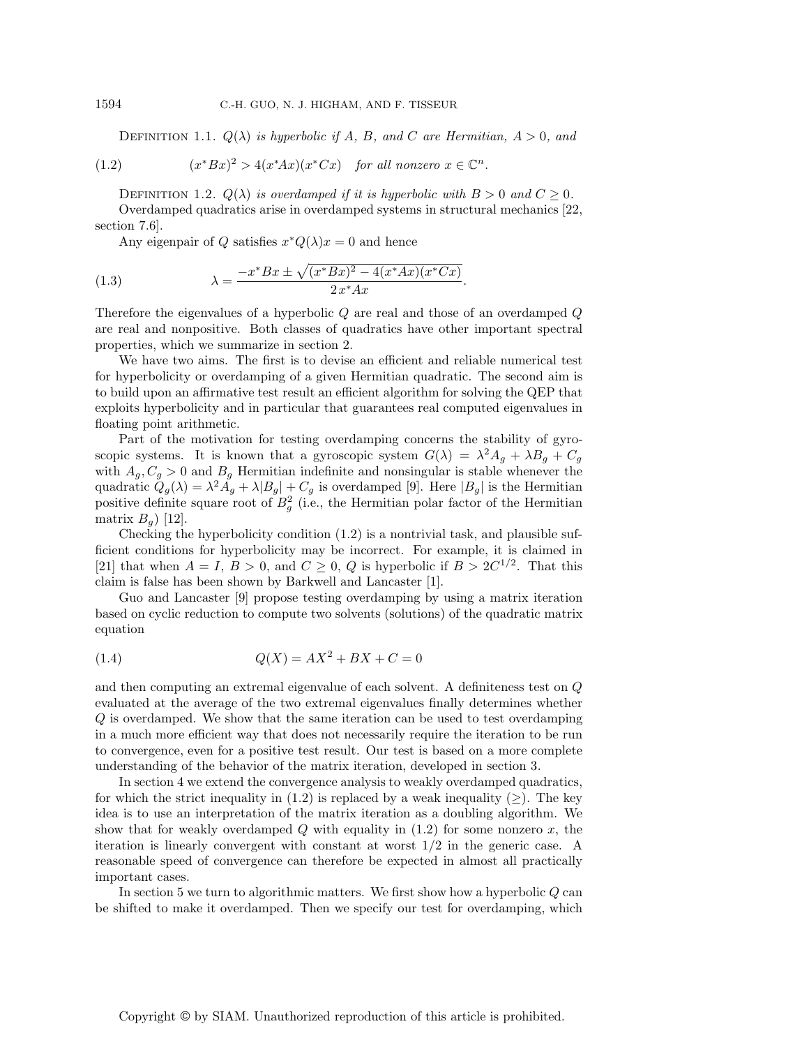Definition 1.1. *$Q(\lambda)$ is hyperbolic if $A$, $B$, and $C$ are Hermitian, $A > 0$, and*

$$(x^*Bx)^2 > 4(x^*Ax)(x^*Cx) \quad \text{for all nonzero } x \in \mathbb{C}^n. \tag{1.2}$$

Definition 1.2. *$Q(\lambda)$ is overdamped if it is hyperbolic with $B > 0$ and $C \geq 0$.*

Overdamped quadratics arise in overdamped systems in structural mechanics [22, section 7.6].

Any eigenpair of $Q$ satisfies $x^*Q(\lambda)x = 0$ and hence

$$\lambda = \frac{-x^*Bx \pm \sqrt{(x^*Bx)^2 - 4(x^*Ax)(x^*Cx)}}{2x^*Ax}. \tag{1.3}$$

Therefore the eigenvalues of a hyperbolic $Q$ are real and those of an overdamped $Q$ are real and nonpositive. Both classes of quadratics have other important spectral properties, which we summarize in section 2.

We have two aims. The first is to devise an efficient and reliable numerical test for hyperbolicity or overdamping of a given Hermitian quadratic. The second aim is to build upon an affirmative test result an efficient algorithm for solving the QEP that exploits hyperbolicity and in particular that guarantees real computed eigenvalues in floating point arithmetic.

Part of the motivation for testing overdamping concerns the stability of gyroscopic systems. It is known that a gyroscopic system $G(\lambda) = \lambda^2 A_g + \lambda B_g + C_g$ with $A_g, C_g > 0$ and $B_g$ Hermitian indefinite and nonsingular is stable whenever the quadratic $Q_g(\lambda) = \lambda^2 A_g + \lambda |B_g| + C_g$ is overdamped [9]. Here $|B_g|$ is the Hermitian positive definite square root of $B_g^2$ (i.e., the Hermitian polar factor of the Hermitian matrix $B_g$) [12].

Checking the hyperbolicity condition (1.2) is a nontrivial task, and plausible sufficient conditions for hyperbolicity may be incorrect. For example, it is claimed in [21] that when $A = I$, $B > 0$, and $C \geq 0$, $Q$ is hyperbolic if $B > 2C^{1/2}$. That this claim is false has been shown by Barkwell and Lancaster [1].

Guo and Lancaster [9] propose testing overdamping by using a matrix iteration based on cyclic reduction to compute two solvents (solutions) of the quadratic matrix equation

$$Q(X) = AX^2 + BX + C = 0 \tag{1.4}$$

and then computing an extremal eigenvalue of each solvent. A definiteness test on $Q$ evaluated at the average of the two extremal eigenvalues finally determines whether $Q$ is overdamped. We show that the same iteration can be used to test overdamping in a much more efficient way that does not necessarily require the iteration to be run to convergence, even for a positive test result. Our test is based on a more complete understanding of the behavior of the matrix iteration, developed in section 3.

In section 4 we extend the convergence analysis to weakly overdamped quadratics, for which the strict inequality in (1.2) is replaced by a weak inequality ($\geq$). The key idea is to use an interpretation of the matrix iteration as a doubling algorithm. We show that for weakly overdamped $Q$ with equality in (1.2) for some nonzero $x$, the iteration is linearly convergent with constant at worst $1/2$ in the generic case. A reasonable speed of convergence can therefore be expected in almost all practically important cases.

In section 5 we turn to algorithmic matters. We first show how a hyperbolic $Q$ can be shifted to make it overdamped. Then we specify our test for overdamping, which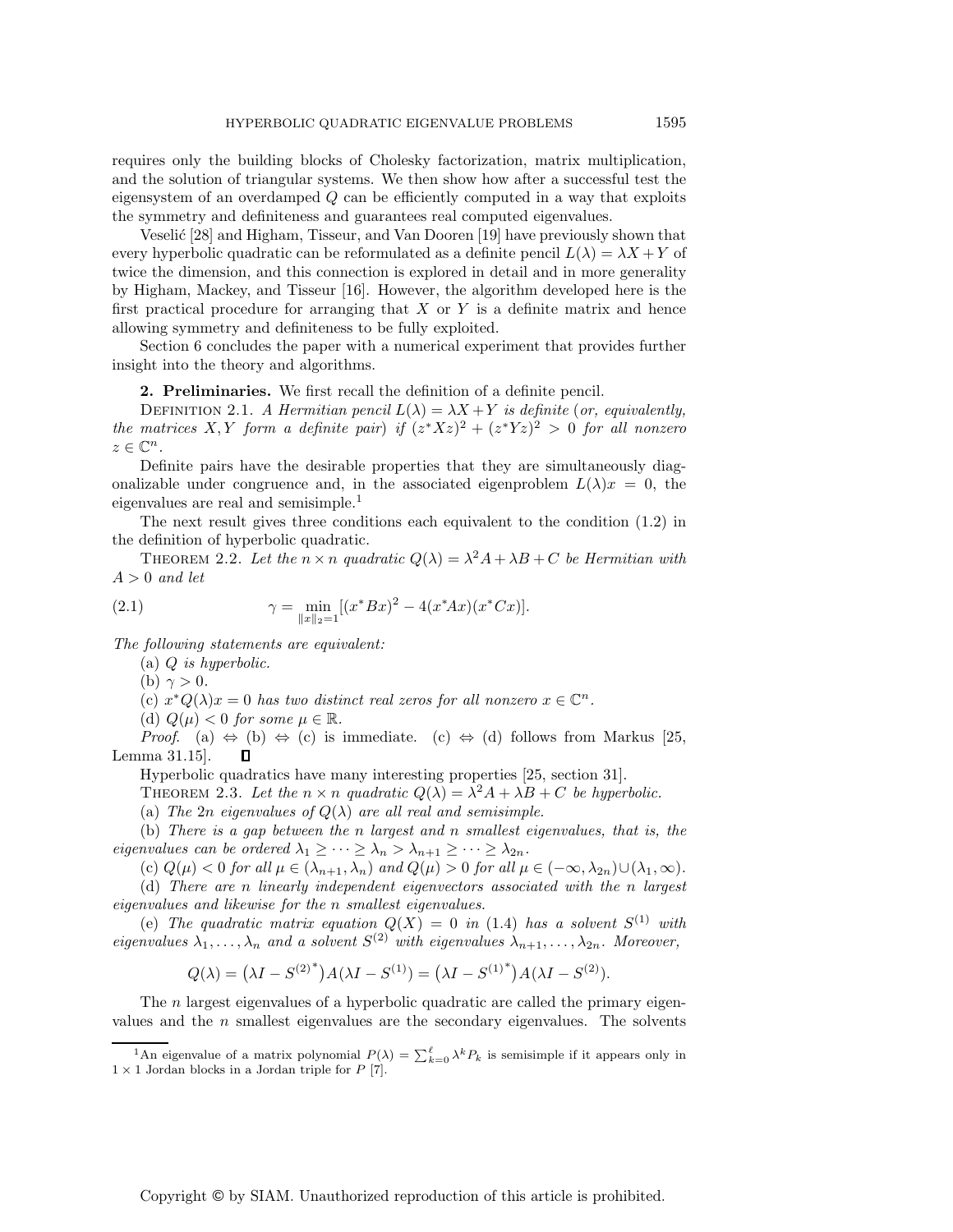requires only the building blocks of Cholesky factorization, matrix multiplication, and the solution of triangular systems. We then show how after a successful test the eigensystem of an overdamped $Q$ can be efficiently computed in a way that exploits the symmetry and definiteness and guarantees real computed eigenvalues.

Veselić [28] and Higham, Tisseur, and Van Dooren [19] have previously shown that every hyperbolic quadratic can be reformulated as a definite pencil $L(\lambda) = \lambda X + Y$ of twice the dimension, and this connection is explored in detail and in more generality by Higham, Mackey, and Tisseur [16]. However, the algorithm developed here is the first practical procedure for arranging that $X$ or $Y$ is a definite matrix and hence allowing symmetry and definiteness to be fully exploited.

Section 6 concludes the paper with a numerical experiment that provides further insight into the theory and algorithms.

## 2. Preliminaries.

We first recall the definition of a definite pencil.

Definition 2.1. *A Hermitian pencil $L(\lambda) = \lambda X + Y$ is definite (or, equivalently, the matrices $X, Y$ form a definite pair) if $(z^*Xz)^2 + (z^*Yz)^2 > 0$ for all nonzero $z \in \mathbb{C}^n$.*

Definite pairs have the desirable properties that they are simultaneously diagonalizable under congruence and, in the associated eigenproblem $L(\lambda)x = 0$, the eigenvalues are real and semisimple.[1]

The next result gives three conditions each equivalent to the condition (1.2) in the definition of hyperbolic quadratic.

Theorem 2.2. *Let the $n \times n$ quadratic $Q(\lambda) = \lambda^2 A + \lambda B + C$ be Hermitian with $A > 0$ and let*

$$\gamma = \min_{\|x\|_2 = 1} [(x^*Bx)^2 - 4(x^*Ax)(x^*Cx)]. \tag{2.1}$$

*The following statements are equivalent:*

(a) *$Q$ is hyperbolic.*

(b) *$\gamma > 0$.*

(c) *$x^*Q(\lambda)x = 0$ has two distinct real zeros for all nonzero $x \in \mathbb{C}^n$.*

(d) *$Q(\mu) < 0$ for some $\mu \in \mathbb{R}$.*

*Proof.* (a) $\Leftrightarrow$ (b) $\Leftrightarrow$ (c) is immediate. (c) $\Leftrightarrow$ (d) follows from Markus [25, Lemma 31.15]. ∎

Hyperbolic quadratics have many interesting properties [25, section 31].

Theorem 2.3. *Let the $n \times n$ quadratic $Q(\lambda) = \lambda^2 A + \lambda B + C$ be hyperbolic.*

(a) *The $2n$ eigenvalues of $Q(\lambda)$ are all real and semisimple.*

(b) *There is a gap between the $n$ largest and $n$ smallest eigenvalues, that is, the eigenvalues can be ordered $\lambda_1 \geq \cdots \geq \lambda_n > \lambda_{n+1} \geq \cdots \geq \lambda_{2n}$.*

(c) *$Q(\mu) < 0$ for all $\mu \in (\lambda_{n+1}, \lambda_n)$ and $Q(\mu) > 0$ for all $\mu \in (-\infty, \lambda_{2n}) \cup (\lambda_1, \infty)$.*

(d) *There are $n$ linearly independent eigenvectors associated with the $n$ largest eigenvalues and likewise for the $n$ smallest eigenvalues.*

(e) *The quadratic matrix equation $Q(X) = 0$ in (1.4) has a solvent $S^{(1)}$ with eigenvalues $\lambda_1, \ldots, \lambda_n$ and a solvent $S^{(2)}$ with eigenvalues $\lambda_{n+1}, \ldots, \lambda_{2n}$. Moreover,*

$$Q(\lambda) = (\lambda I - S^{(2)^*}) A (\lambda I - S^{(1)}) = (\lambda I - S^{(1)^*}) A (\lambda I - S^{(2)}).$$

The $n$ largest eigenvalues of a hyperbolic quadratic are called the primary eigenvalues and the $n$ smallest eigenvalues are the secondary eigenvalues. The solvents

[1] An eigenvalue of a matrix polynomial $P(\lambda) = \sum_{k=0}^{\ell} \lambda^k P_k$ is semisimple if it appears only in $1 \times 1$ Jordan blocks in a Jordan triple for $P$ [7].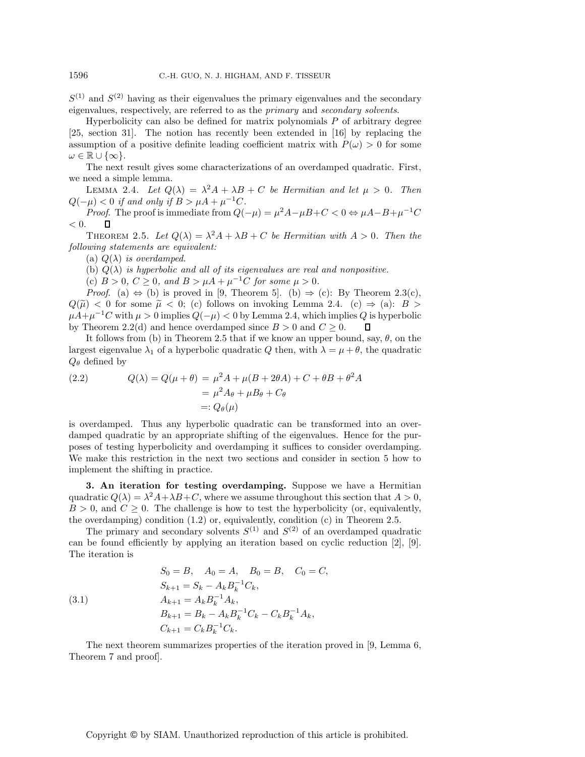$S^{(1)}$ and $S^{(2)}$ having as their eigenvalues the primary eigenvalues and the secondary eigenvalues, respectively, are referred to as the *primary* and *secondary solvents*.

Hyperbolicity can also be defined for matrix polynomials $P$ of arbitrary degree [25, section 31]. The notion has recently been extended in [16] by replacing the assumption of a positive definite leading coefficient matrix with $P(\omega) > 0$ for some $\omega \in \mathbb{R} \cup \{\infty\}$.

The next result gives some characterizations of an overdamped quadratic. First, we need a simple lemma.

Lemma 2.4. *Let $Q(\lambda) = \lambda^2 A + \lambda B + C$ be Hermitian and let $\mu > 0$. Then $Q(-\mu) < 0$ if and only if $B > \mu A + \mu^{-1} C$.*

*Proof*. The proof is immediate from $Q(-\mu) = \mu^2 A - \mu B + C < 0 \Leftrightarrow \mu A - B + \mu^{-1} C < 0$. $\square$

Theorem 2.5. *Let $Q(\lambda) = \lambda^2 A + \lambda B + C$ be Hermitian with $A > 0$. Then the following statements are equivalent:*

(a) *$Q(\lambda)$ is overdamped.*

(b) *$Q(\lambda)$ is hyperbolic and all of its eigenvalues are real and nonpositive.*

(c) *$B > 0$, $C \geq 0$, and $B > \mu A + \mu^{-1} C$ for some $\mu > 0$.*

*Proof*. (a) $\Leftrightarrow$ (b) is proved in [9, Theorem 5]. (b) $\Rightarrow$ (c): By Theorem 2.3(c), $Q(\widetilde{\mu}) < 0$ for some $\widetilde{\mu} < 0$; (c) follows on invoking Lemma 2.4. (c) $\Rightarrow$ (a): $B > \mu A + \mu^{-1} C$ with $\mu > 0$ implies $Q(-\mu) < 0$ by Lemma 2.4, which implies $Q$ is hyperbolic by Theorem 2.2(d) and hence overdamped since $B > 0$ and $C \geq 0$. $\square$

It follows from (b) in Theorem 2.5 that if we know an upper bound, say, $\theta$, on the largest eigenvalue $\lambda_1$ of a hyperbolic quadratic $Q$ then, with $\lambda = \mu + \theta$, the quadratic $Q_\theta$ defined by

$$
\begin{aligned}
Q(\lambda) = Q(\mu + \theta) &= \mu^2 A + \mu(B + 2\theta A) + C + \theta B + \theta^2 A \\
&= \mu^2 A_\theta + \mu B_\theta + C_\theta \\
&=: Q_\theta(\mu)
\end{aligned} \tag{2.2}
$$

is overdamped. Thus any hyperbolic quadratic can be transformed into an overdamped quadratic by an appropriate shifting of the eigenvalues. Hence for the purposes of testing hyperbolicity and overdamping it suffices to consider overdamping. We make this restriction in the next two sections and consider in section 5 how to implement the shifting in practice.

## 3. An iteration for testing overdamping.

Suppose we have a Hermitian quadratic $Q(\lambda) = \lambda^2 A + \lambda B + C$, where we assume throughout this section that $A > 0$, $B > 0$, and $C \geq 0$. The challenge is how to test the hyperbolicity (or, equivalently, the overdamping) condition (1.2) or, equivalently, condition (c) in Theorem 2.5.

The primary and secondary solvents $S^{(1)}$ and $S^{(2)}$ of an overdamped quadratic can be found efficiently by applying an iteration based on cyclic reduction [2], [9]. The iteration is

$$
\begin{aligned}
&S_0 = B, \quad A_0 = A, \quad B_0 = B, \quad C_0 = C, \\
&S_{k+1} = S_k - A_k B_k^{-1} C_k, \\
&A_{k+1} = A_k B_k^{-1} A_k, \\
&B_{k+1} = B_k - A_k B_k^{-1} C_k - C_k B_k^{-1} A_k, \\
&C_{k+1} = C_k B_k^{-1} C_k.
\end{aligned} \tag{3.1}
$$

The next theorem summarizes properties of the iteration proved in [9, Lemma 6, Theorem 7 and proof].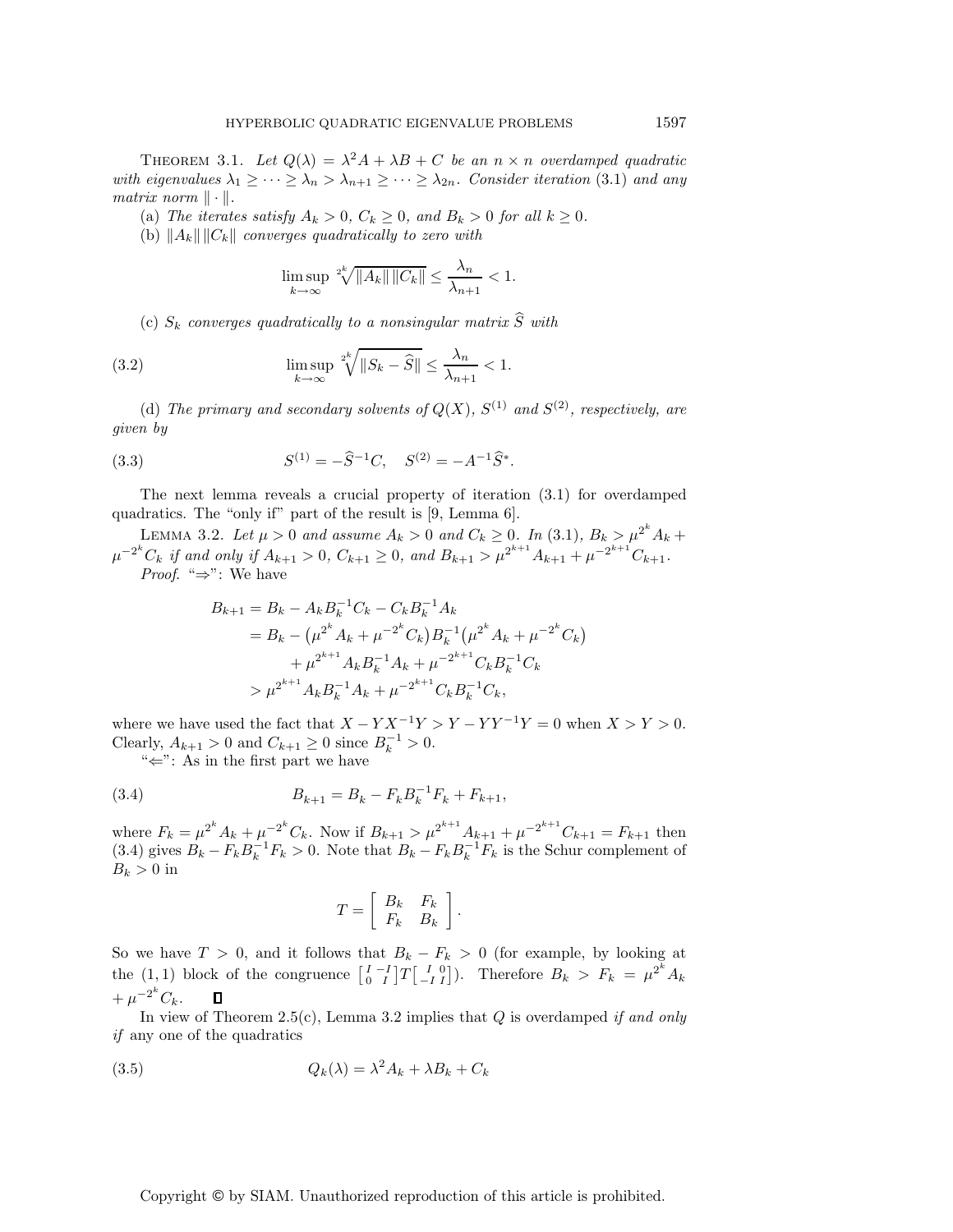**Theorem 3.1.** *Let $Q(\lambda) = \lambda^2 A + \lambda B + C$ be an $n \times n$ overdamped quadratic with eigenvalues $\lambda_1 \geq \cdots \geq \lambda_n > \lambda_{n+1} \geq \cdots \geq \lambda_{2n}$. Consider iteration* (3.1) *and any matrix norm $\|\cdot\|$.*

(a) *The iterates satisfy $A_k > 0$, $C_k \geq 0$, and $B_k > 0$ for all $k \geq 0$.*

(b) *$\|A_k\|\|C_k\|$ converges quadratically to zero with*

$$\limsup_{k\to\infty} \sqrt[2^k]{\|A_k\|\,\|C_k\|} \leq \frac{\lambda_n}{\lambda_{n+1}} < 1.$$

(c) *$S_k$ converges quadratically to a nonsingular matrix $\widehat{S}$ with*

$$\limsup_{k\to\infty} \sqrt[2^k]{\|S_k - \widehat{S}\|} \leq \frac{\lambda_n}{\lambda_{n+1}} < 1. \tag{3.2}$$

(d) *The primary and secondary solvents of $Q(X)$, $S^{(1)}$ and $S^{(2)}$, respectively, are given by*

$$S^{(1)} = -\widehat{S}^{-1}C, \quad S^{(2)} = -A^{-1}\widehat{S}^{*}. \tag{3.3}$$

The next lemma reveals a crucial property of iteration (3.1) for overdamped quadratics. The "only if" part of the result is [9, Lemma 6].

**Lemma 3.2.** *Let $\mu > 0$ and assume $A_k > 0$ and $C_k \geq 0$. In* (3.1)*, $B_k > \mu^{2^k}A_k + \mu^{-2^k}C_k$ if and only if $A_{k+1} > 0$, $C_{k+1} \geq 0$, and $B_{k+1} > \mu^{2^{k+1}}A_{k+1} + \mu^{-2^{k+1}}C_{k+1}$.*

*Proof.* "$\Rightarrow$": We have

$$\begin{aligned}
B_{k+1} &= B_k - A_k B_k^{-1} C_k - C_k B_k^{-1} A_k \\
&= B_k - \left(\mu^{2^k}A_k + \mu^{-2^k}C_k\right)B_k^{-1}\left(\mu^{2^k}A_k + \mu^{-2^k}C_k\right) \\
&\quad + \mu^{2^{k+1}}A_k B_k^{-1} A_k + \mu^{-2^{k+1}}C_k B_k^{-1} C_k \\
&> \mu^{2^{k+1}}A_k B_k^{-1} A_k + \mu^{-2^{k+1}}C_k B_k^{-1} C_k,
\end{aligned}$$

where we have used the fact that $X - YX^{-1}Y > Y - YY^{-1}Y = 0$ when $X > Y > 0$. Clearly, $A_{k+1} > 0$ and $C_{k+1} \geq 0$ since $B_k^{-1} > 0$.

"$\Leftarrow$": As in the first part we have

$$B_{k+1} = B_k - F_k B_k^{-1} F_k + F_{k+1}, \tag{3.4}$$

where $F_k = \mu^{2^k}A_k + \mu^{-2^k}C_k$. Now if $B_{k+1} > \mu^{2^{k+1}}A_{k+1} + \mu^{-2^{k+1}}C_{k+1} = F_{k+1}$ then (3.4) gives $B_k - F_k B_k^{-1} F_k > 0$. Note that $B_k - F_k B_k^{-1} F_k$ is the Schur complement of $B_k > 0$ in

$$T = \begin{bmatrix} B_k & F_k \\ F_k & B_k \end{bmatrix}.$$

So we have $T > 0$, and it follows that $B_k - F_k > 0$ (for example, by looking at the (1,1) block of the congruence $\left[\begin{smallmatrix} I & -I \\ 0 & I \end{smallmatrix}\right] T \left[\begin{smallmatrix} I & 0 \\ -I & I \end{smallmatrix}\right]$). Therefore $B_k > F_k = \mu^{2^k}A_k + \mu^{-2^k}C_k$. $\square$

In view of Theorem 2.5(c), Lemma 3.2 implies that $Q$ is overdamped *if and only if* any one of the quadratics

$$Q_k(\lambda) = \lambda^2 A_k + \lambda B_k + C_k \tag{3.5}$$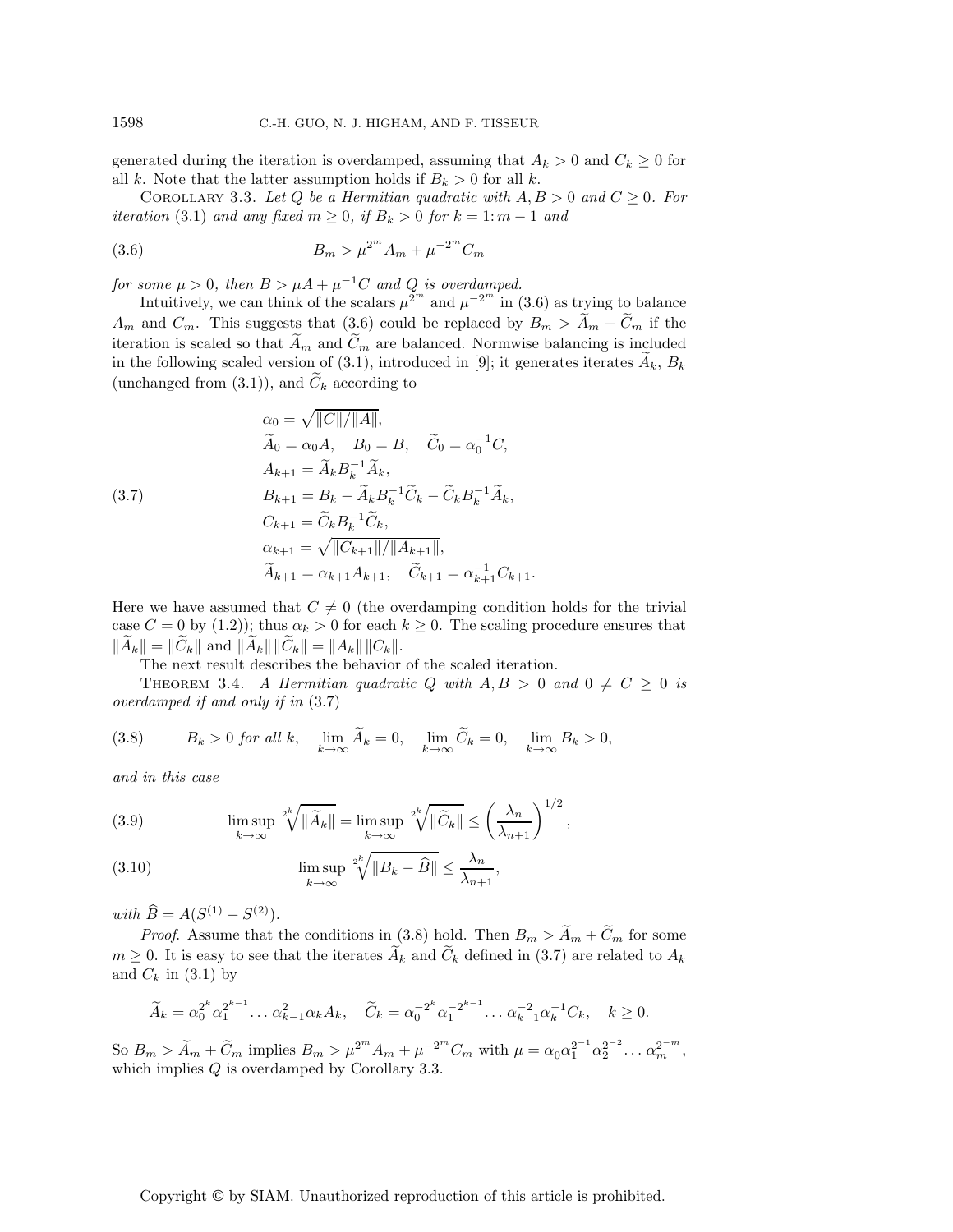generated during the iteration is overdamped, assuming that $A_k > 0$ and $C_k \geq 0$ for all $k$. Note that the latter assumption holds if $B_k > 0$ for all $k$.

Corollary 3.3. *Let $Q$ be a Hermitian quadratic with $A, B > 0$ and $C \geq 0$. For iteration* (3.1) *and any fixed $m \geq 0$, if $B_k > 0$ for $k = 1\colon m-1$ and*

$$B_m > \mu^{2^m} A_m + \mu^{-2^m} C_m \tag{3.6}$$

*for some $\mu > 0$, then $B > \mu A + \mu^{-1} C$ and $Q$ is overdamped.*

Intuitively, we can think of the scalars $\mu^{2^m}$ and $\mu^{-2^m}$ in (3.6) as trying to balance $A_m$ and $C_m$. This suggests that (3.6) could be replaced by $B_m > \widetilde{A}_m + \widetilde{C}_m$ if the iteration is scaled so that $\widetilde{A}_m$ and $\widetilde{C}_m$ are balanced. Normwise balancing is included in the following scaled version of (3.1), introduced in [9]; it generates iterates $\widetilde{A}_k$, $B_k$ (unchanged from (3.1)), and $\widetilde{C}_k$ according to

$$
\begin{aligned}
&\alpha_0 = \sqrt{\|C\|/\|A\|},\\
&\widetilde{A}_0 = \alpha_0 A, \quad B_0 = B, \quad \widetilde{C}_0 = \alpha_0^{-1} C,\\
&A_{k+1} = \widetilde{A}_k B_k^{-1} \widetilde{A}_k,\\
&B_{k+1} = B_k - \widetilde{A}_k B_k^{-1} \widetilde{C}_k - \widetilde{C}_k B_k^{-1} \widetilde{A}_k,\\
&C_{k+1} = \widetilde{C}_k B_k^{-1} \widetilde{C}_k,\\
&\alpha_{k+1} = \sqrt{\|C_{k+1}\|/\|A_{k+1}\|},\\
&\widetilde{A}_{k+1} = \alpha_{k+1} A_{k+1}, \quad \widetilde{C}_{k+1} = \alpha_{k+1}^{-1} C_{k+1}.
\end{aligned}
\tag{3.7}
$$

Here we have assumed that $C \neq 0$ (the overdamping condition holds for the trivial case $C = 0$ by (1.2)); thus $\alpha_k > 0$ for each $k \geq 0$. The scaling procedure ensures that $\|\widetilde{A}_k\| = \|\widetilde{C}_k\|$ and $\|\widetilde{A}_k\|\,\|\widetilde{C}_k\| = \|A_k\|\,\|C_k\|$.

The next result describes the behavior of the scaled iteration.

Theorem 3.4. *A Hermitian quadratic $Q$ with $A, B > 0$ and $0 \neq C \geq 0$ is overdamped if and only if in* (3.7)

$$B_k > 0 \text{ for all } k, \quad \lim_{k\to\infty} \widetilde{A}_k = 0, \quad \lim_{k\to\infty} \widetilde{C}_k = 0, \quad \lim_{k\to\infty} B_k > 0, \tag{3.8}$$

*and in this case*

$$\limsup_{k\to\infty} \sqrt[2^k]{\|\widetilde{A}_k\|} = \limsup_{k\to\infty} \sqrt[2^k]{\|\widetilde{C}_k\|} \leq \left(\frac{\lambda_n}{\lambda_{n+1}}\right)^{1/2}, \tag{3.9}$$

$$\limsup_{k\to\infty} \sqrt[2^k]{\|B_k - \widehat{B}\|} \leq \frac{\lambda_n}{\lambda_{n+1}}, \tag{3.10}$$

*with $\widehat{B} = A(S^{(1)} - S^{(2)})$.*

*Proof.* Assume that the conditions in (3.8) hold. Then $B_m > \widetilde{A}_m + \widetilde{C}_m$ for some $m \geq 0$. It is easy to see that the iterates $\widetilde{A}_k$ and $\widetilde{C}_k$ defined in (3.7) are related to $A_k$ and $C_k$ in (3.1) by

$$\widetilde{A}_k = \alpha_0^{2^k} \alpha_1^{2^{k-1}} \cdots \alpha_{k-1}^2 \alpha_k A_k, \quad \widetilde{C}_k = \alpha_0^{-2^k} \alpha_1^{-2^{k-1}} \cdots \alpha_{k-1}^{-2} \alpha_k^{-1} C_k, \quad k \geq 0.$$

So $B_m > \widetilde{A}_m + \widetilde{C}_m$ implies $B_m > \mu^{2^m} A_m + \mu^{-2^m} C_m$ with $\mu = \alpha_0 \alpha_1^{2^{-1}} \alpha_2^{2^{-2}} \cdots \alpha_m^{2^{-m}}$, which implies $Q$ is overdamped by Corollary 3.3.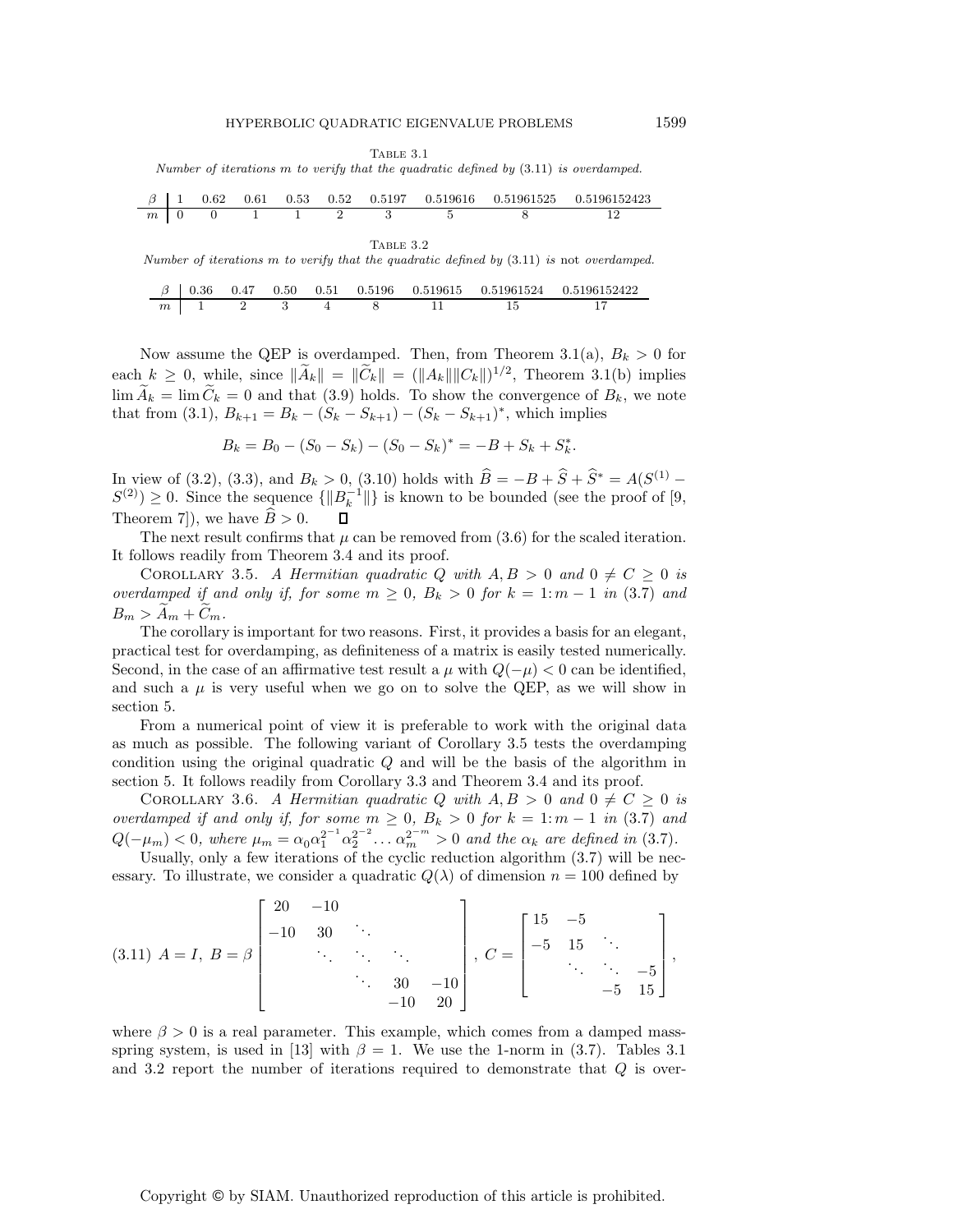Table 3.1

*Number of iterations $m$ to verify that the quadratic defined by (3.11) is overdamped.*

| $\beta$ | 1 | 0.62 | 0.61 | 0.53 | 0.52 | 0.5197 | 0.519616 | 0.51961525 | 0.5196152423 |
|---|---|---|---|---|---|---|---|---|---|
| $m$ | 0 | 0 | 1 | 1 | 2 | 3 | 5 | 8 | 12 |

Table 3.2

*Number of iterations $m$ to verify that the quadratic defined by (3.11) is* not *overdamped.*

| $\beta$ | 0.36 | 0.47 | 0.50 | 0.51 | 0.5196 | 0.519615 | 0.51961524 | 0.5196152422 |
|---|---|---|---|---|---|---|---|---|
| $m$ | 1 | 2 | 3 | 4 | 8 | 11 | 15 | 17 |

Now assume the QEP is overdamped. Then, from Theorem 3.1(a), $B_k > 0$ for each $k \geq 0$, while, since $\|\widetilde{A}_k\| = \|\widetilde{C}_k\| = (\|A_k\|\|C_k\|)^{1/2}$, Theorem 3.1(b) implies $\lim \widetilde{A}_k = \lim \widetilde{C}_k = 0$ and that (3.9) holds. To show the convergence of $B_k$, we note that from (3.1), $B_{k+1} = B_k - (S_k - S_{k+1}) - (S_k - S_{k+1})^*$, which implies

$$B_k = B_0 - (S_0 - S_k) - (S_0 - S_k)^* = -B + S_k + S_k^*.$$

In view of (3.2), (3.3), and $B_k > 0$, (3.10) holds with $\widehat{B} = -B + \widehat{S} + \widehat{S}^* = A(S^{(1)} - S^{(2)}) \geq 0$. Since the sequence $\{\|B_k^{-1}\|\}$ is known to be bounded (see the proof of [9, Theorem 7]), we have $\widehat{B} > 0$. $\square$

The next result confirms that $\mu$ can be removed from (3.6) for the scaled iteration. It follows readily from Theorem 3.4 and its proof.

Corollary 3.5. *A Hermitian quadratic $Q$ with $A, B > 0$ and $0 \neq C \geq 0$ is overdamped if and only if, for some $m \geq 0$, $B_k > 0$ for $k = 1\colon m-1$ in (3.7) and $B_m > \widetilde{A}_m + \widetilde{C}_m$.*

The corollary is important for two reasons. First, it provides a basis for an elegant, practical test for overdamping, as definiteness of a matrix is easily tested numerically. Second, in the case of an affirmative test result a $\mu$ with $Q(-\mu) < 0$ can be identified, and such a $\mu$ is very useful when we go on to solve the QEP, as we will show in section 5.

From a numerical point of view it is preferable to work with the original data as much as possible. The following variant of Corollary 3.5 tests the overdamping condition using the original quadratic $Q$ and will be the basis of the algorithm in section 5. It follows readily from Corollary 3.3 and Theorem 3.4 and its proof.

Corollary 3.6. *A Hermitian quadratic $Q$ with $A, B > 0$ and $0 \neq C \geq 0$ is overdamped if and only if, for some $m \geq 0$, $B_k > 0$ for $k = 1\colon m-1$ in (3.7) and $Q(-\mu_m) < 0$, where $\mu_m = \alpha_0 \alpha_1^{2^{-1}} \alpha_2^{2^{-2}} \dots \alpha_m^{2^{-m}} > 0$ and the $\alpha_k$ are defined in (3.7).*

Usually, only a few iterations of the cyclic reduction algorithm (3.7) will be necessary. To illustrate, we consider a quadratic $Q(\lambda)$ of dimension $n = 100$ defined by

$$(3.11)\quad A = I,\ B = \beta \begin{bmatrix} 20 & -10 & & & \\ -10 & 30 & \ddots & & \\ & \ddots & \ddots & \ddots & \\ & & \ddots & 30 & -10 \\ & & & -10 & 20 \end{bmatrix},\ C = \begin{bmatrix} 15 & -5 & & \\ -5 & 15 & \ddots & \\ & \ddots & \ddots & -5 \\ & & -5 & 15 \end{bmatrix},$$

where $\beta > 0$ is a real parameter. This example, which comes from a damped mass-spring system, is used in [13] with $\beta = 1$. We use the 1-norm in (3.7). Tables 3.1 and 3.2 report the number of iterations required to demonstrate that $Q$ is over-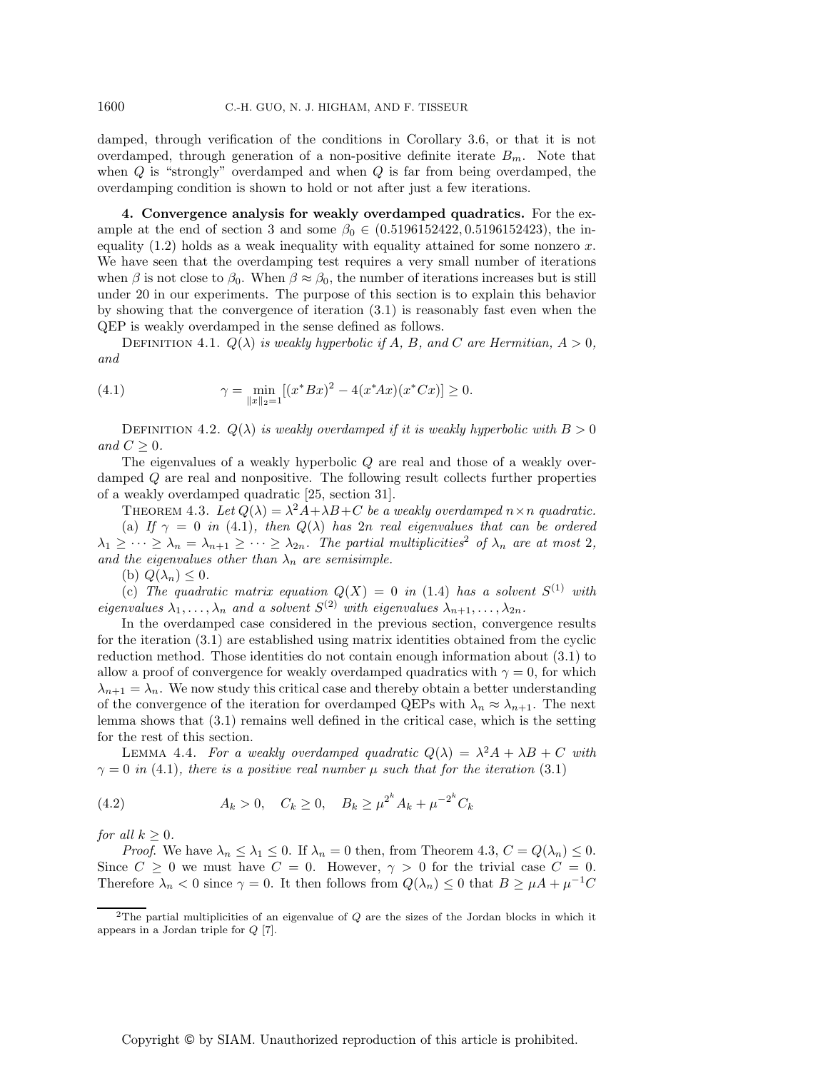damped, through verification of the conditions in Corollary 3.6, or that it is not overdamped, through generation of a non-positive definite iterate $B_m$. Note that when $Q$ is "strongly" overdamped and when $Q$ is far from being overdamped, the overdamping condition is shown to hold or not after just a few iterations.

## 4. Convergence analysis for weakly overdamped quadratics.

For the example at the end of section 3 and some $\beta_0 \in (0.5196152422, 0.5196152423)$, the inequality (1.2) holds as a weak inequality with equality attained for some nonzero $x$. We have seen that the overdamping test requires a very small number of iterations when $\beta$ is not close to $\beta_0$. When $\beta \approx \beta_0$, the number of iterations increases but is still under 20 in our experiments. The purpose of this section is to explain this behavior by showing that the convergence of iteration (3.1) is reasonably fast even when the QEP is weakly overdamped in the sense defined as follows.

Definition 4.1. *$Q(\lambda)$ is weakly hyperbolic if $A$, $B$, and $C$ are Hermitian, $A > 0$, and*

$$\gamma = \min_{\|x\|_2=1} [(x^*Bx)^2 - 4(x^*Ax)(x^*Cx)] \geq 0. \tag{4.1}$$

Definition 4.2. *$Q(\lambda)$ is weakly overdamped if it is weakly hyperbolic with $B > 0$ and $C \geq 0$.*

The eigenvalues of a weakly hyperbolic $Q$ are real and those of a weakly overdamped $Q$ are real and nonpositive. The following result collects further properties of a weakly overdamped quadratic [25, section 31].

Theorem 4.3. *Let $Q(\lambda) = \lambda^2 A + \lambda B + C$ be a weakly overdamped $n \times n$ quadratic.*

(a) *If $\gamma = 0$ in (4.1), then $Q(\lambda)$ has $2n$ real eigenvalues that can be ordered $\lambda_1 \geq \cdots \geq \lambda_n = \lambda_{n+1} \geq \cdots \geq \lambda_{2n}$. The partial multiplicities[2] of $\lambda_n$ are at most 2, and the eigenvalues other than $\lambda_n$ are semisimple.*

(b) *$Q(\lambda_n) \leq 0$.*

(c) *The quadratic matrix equation $Q(X) = 0$ in (1.4) has a solvent $S^{(1)}$ with eigenvalues $\lambda_1, \ldots, \lambda_n$ and a solvent $S^{(2)}$ with eigenvalues $\lambda_{n+1}, \ldots, \lambda_{2n}$.*

In the overdamped case considered in the previous section, convergence results for the iteration (3.1) are established using matrix identities obtained from the cyclic reduction method. Those identities do not contain enough information about (3.1) to allow a proof of convergence for weakly overdamped quadratics with $\gamma = 0$, for which $\lambda_{n+1} = \lambda_n$. We now study this critical case and thereby obtain a better understanding of the convergence of the iteration for overdamped QEPs with $\lambda_n \approx \lambda_{n+1}$. The next lemma shows that (3.1) remains well defined in the critical case, which is the setting for the rest of this section.

Lemma 4.4. *For a weakly overdamped quadratic $Q(\lambda) = \lambda^2 A + \lambda B + C$ with $\gamma = 0$ in (4.1), there is a positive real number $\mu$ such that for the iteration (3.1)*

$$A_k > 0, \quad C_k \geq 0, \quad B_k \geq \mu^{2^k} A_k + \mu^{-2^k} C_k \tag{4.2}$$

*for all $k \geq 0$.*

*Proof.* We have $\lambda_n \leq \lambda_1 \leq 0$. If $\lambda_n = 0$ then, from Theorem 4.3, $C = Q(\lambda_n) \leq 0$. Since $C \geq 0$ we must have $C = 0$. However, $\gamma > 0$ for the trivial case $C = 0$. Therefore $\lambda_n < 0$ since $\gamma = 0$. It then follows from $Q(\lambda_n) \leq 0$ that $B \geq \mu A + \mu^{-1} C$

[2] The partial multiplicities of an eigenvalue of $Q$ are the sizes of the Jordan blocks in which it appears in a Jordan triple for $Q$ [7].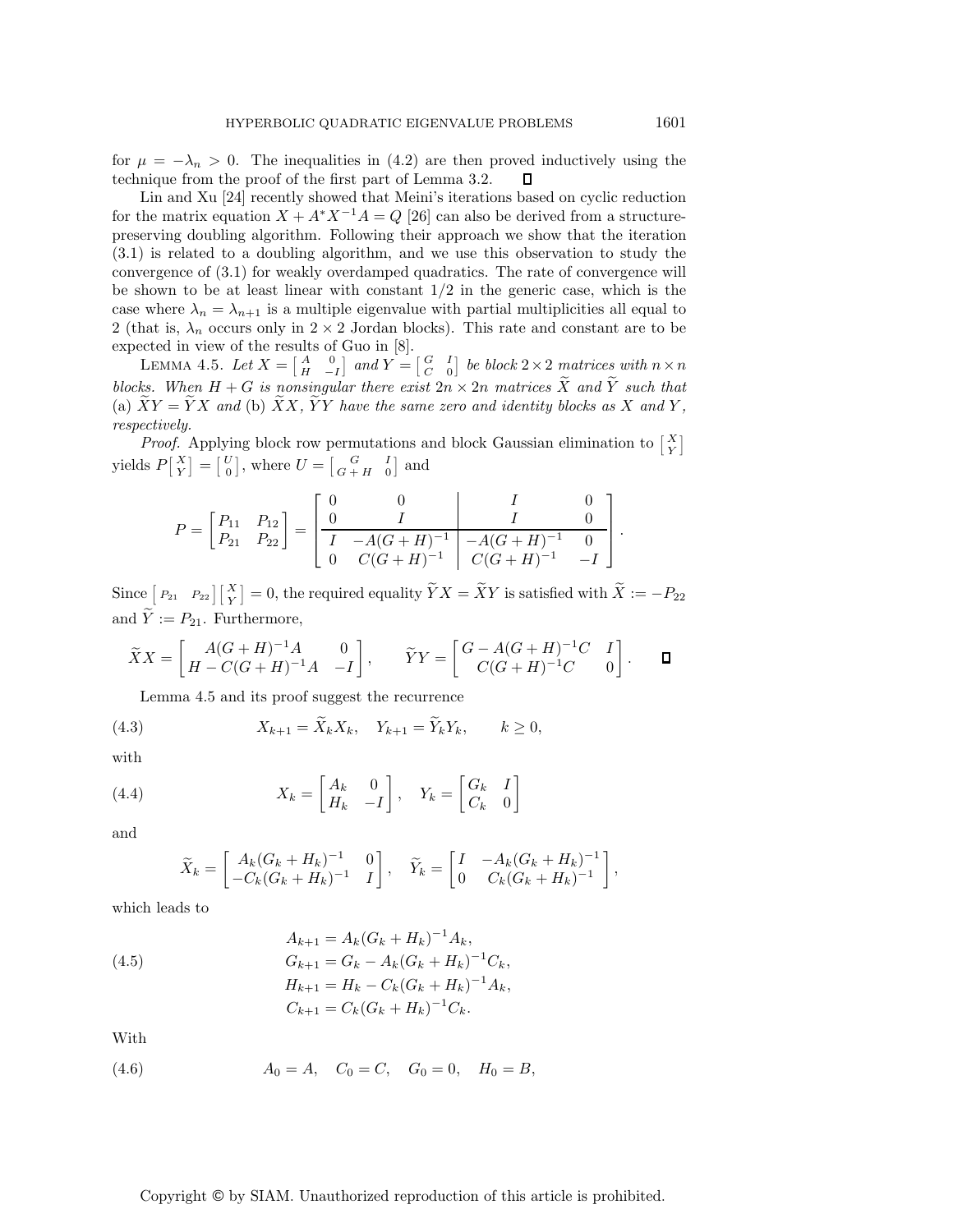for $\mu = -\lambda_n > 0$. The inequalities in (4.2) are then proved inductively using the technique from the proof of the first part of Lemma 3.2. $\square$

Lin and Xu [24] recently showed that Meini's iterations based on cyclic reduction for the matrix equation $X + A^*X^{-1}A = Q$ [26] can also be derived from a structure-preserving doubling algorithm. Following their approach we show that the iteration (3.1) is related to a doubling algorithm, and we use this observation to study the convergence of (3.1) for weakly overdamped quadratics. The rate of convergence will be shown to be at least linear with constant 1/2 in the generic case, which is the case where $\lambda_n = \lambda_{n+1}$ is a multiple eigenvalue with partial multiplicities all equal to 2 (that is, $\lambda_n$ occurs only in $2 \times 2$ Jordan blocks). This rate and constant are to be expected in view of the results of Guo in [8].

LEMMA 4.5. *Let* $X = \begin{bmatrix} A & 0 \\ H & -I \end{bmatrix}$ *and* $Y = \begin{bmatrix} G & I \\ C & 0 \end{bmatrix}$ *be block* $2 \times 2$ *matrices with* $n \times n$ *blocks. When* $H + G$ *is nonsingular there exist* $2n \times 2n$ *matrices* $\widetilde{X}$ *and* $\widetilde{Y}$ *such that* (a) $\widetilde{X}Y = \widetilde{Y}X$ *and* (b) $\widetilde{X}X$, $\widetilde{Y}Y$ *have the same zero and identity blocks as* $X$ *and* $Y$, *respectively.*

*Proof.* Applying block row permutations and block Gaussian elimination to $\begin{bmatrix} X \\ Y \end{bmatrix}$ yields $P\begin{bmatrix} X \\ Y \end{bmatrix} = \begin{bmatrix} U \\ 0 \end{bmatrix}$, where $U = \begin{bmatrix} G & I \\ G+H & 0 \end{bmatrix}$ and

$$P = \begin{bmatrix} P_{11} & P_{12} \\ P_{21} & P_{22} \end{bmatrix} = \left[\begin{array}{cc|cc} 0 & 0 & I & 0 \\ 0 & I & I & 0 \\ \hline I & -A(G+H)^{-1} & -A(G+H)^{-1} & 0 \\ 0 & C(G+H)^{-1} & C(G+H)^{-1} & -I \end{array}\right].$$

Since $\begin{bmatrix} P_{21} & P_{22} \end{bmatrix}\begin{bmatrix} X \\ Y \end{bmatrix} = 0$, the required equality $\widetilde{Y}X = \widetilde{X}Y$ is satisfied with $\widetilde{X} := -P_{22}$ and $\widetilde{Y} := P_{21}$. Furthermore,

$$\widetilde{X}X = \begin{bmatrix} A(G+H)^{-1}A & 0 \\ H - C(G+H)^{-1}A & -I \end{bmatrix}, \qquad \widetilde{Y}Y = \begin{bmatrix} G - A(G+H)^{-1}C & I \\ C(G+H)^{-1}C & 0 \end{bmatrix}. \qquad \square$$

Lemma 4.5 and its proof suggest the recurrence

$$X_{k+1} = \widetilde{X}_k X_k, \quad Y_{k+1} = \widetilde{Y}_k Y_k, \qquad k \geq 0, \tag{4.3}$$

with

$$X_k = \begin{bmatrix} A_k & 0 \\ H_k & -I \end{bmatrix}, \quad Y_k = \begin{bmatrix} G_k & I \\ C_k & 0 \end{bmatrix} \tag{4.4}$$

and

$$\widetilde{X}_k = \begin{bmatrix} A_k(G_k+H_k)^{-1} & 0 \\ -C_k(G_k+H_k)^{-1} & I \end{bmatrix}, \quad \widetilde{Y}_k = \begin{bmatrix} I & -A_k(G_k+H_k)^{-1} \\ 0 & C_k(G_k+H_k)^{-1} \end{bmatrix},$$

which leads to

$$\begin{aligned} A_{k+1} &= A_k(G_k+H_k)^{-1}A_k, \\ G_{k+1} &= G_k - A_k(G_k+H_k)^{-1}C_k, \\ H_{k+1} &= H_k - C_k(G_k+H_k)^{-1}A_k, \\ C_{k+1} &= C_k(G_k+H_k)^{-1}C_k. \end{aligned} \tag{4.5}$$

With

$$A_0 = A, \quad C_0 = C, \quad G_0 = 0, \quad H_0 = B, \tag{4.6}$$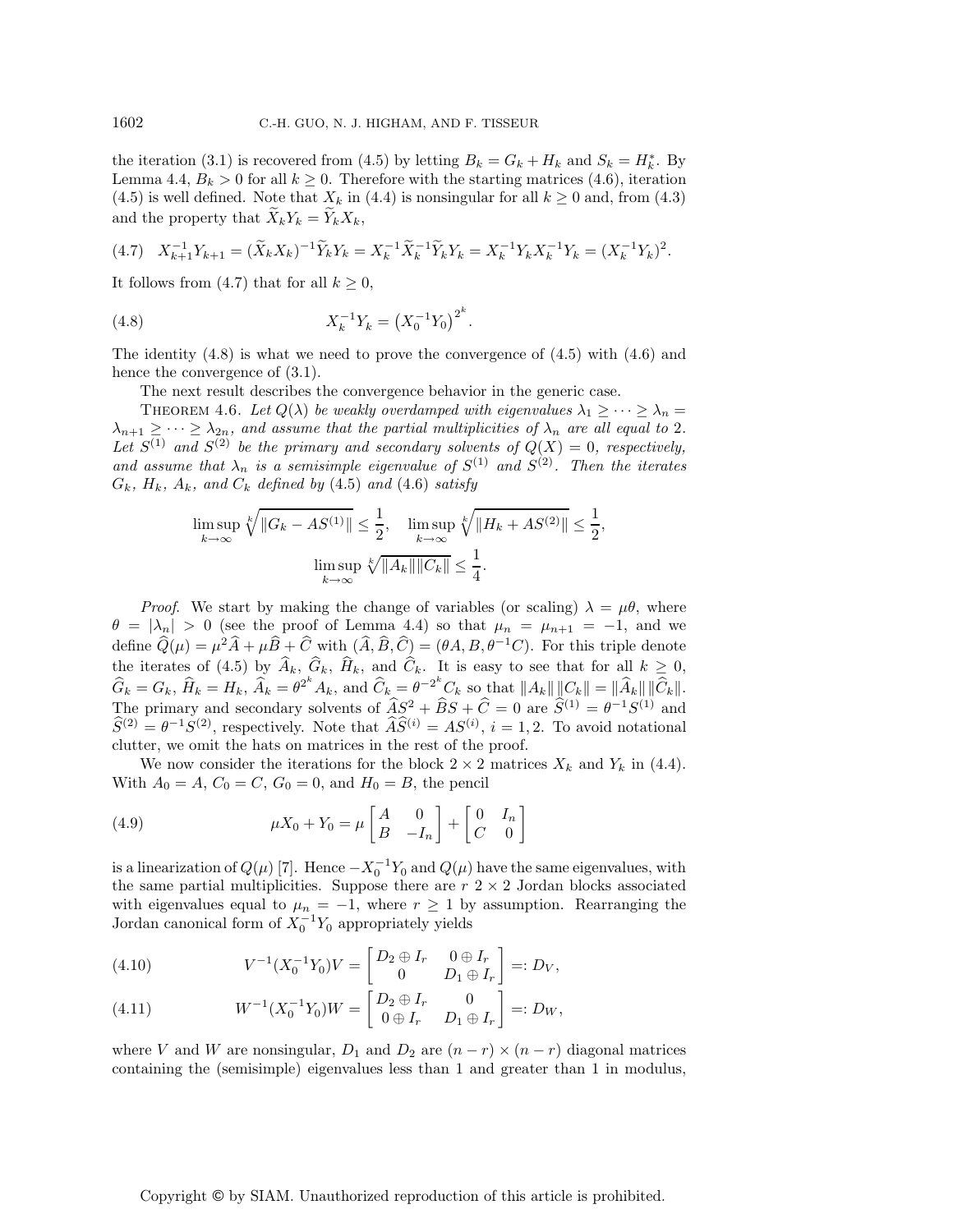the iteration (3.1) is recovered from (4.5) by letting $B_k = G_k + H_k$ and $S_k = H_k^*$. By Lemma 4.4, $B_k > 0$ for all $k \geq 0$. Therefore with the starting matrices (4.6), iteration (4.5) is well defined. Note that $X_k$ in (4.4) is nonsingular for all $k \geq 0$ and, from (4.3) and the property that $\widetilde{X}_k Y_k = \widetilde{Y}_k X_k$,

$$X_{k+1}^{-1} Y_{k+1} = (\widetilde{X}_k X_k)^{-1} \widetilde{Y}_k Y_k = X_k^{-1} \widetilde{X}_k^{-1} \widetilde{Y}_k Y_k = X_k^{-1} Y_k X_k^{-1} Y_k = (X_k^{-1} Y_k)^2. \tag{4.7}$$

It follows from (4.7) that for all $k \geq 0$,

$$X_k^{-1} Y_k = \left(X_0^{-1} Y_0\right)^{2^k}. \tag{4.8}$$

The identity (4.8) is what we need to prove the convergence of (4.5) with (4.6) and hence the convergence of (3.1).

The next result describes the convergence behavior in the generic case.

THEOREM 4.6. *Let $Q(\lambda)$ be weakly overdamped with eigenvalues $\lambda_1 \geq \cdots \geq \lambda_n = \lambda_{n+1} \geq \cdots \geq \lambda_{2n}$, and assume that the partial multiplicities of $\lambda_n$ are all equal to 2. Let $S^{(1)}$ and $S^{(2)}$ be the primary and secondary solvents of $Q(X) = 0$, respectively, and assume that $\lambda_n$ is a semisimple eigenvalue of $S^{(1)}$ and $S^{(2)}$. Then the iterates $G_k$, $H_k$, $A_k$, and $C_k$ defined by* (4.5) *and* (4.6) *satisfy*

$$\limsup_{k\to\infty} \sqrt[k]{\|G_k - AS^{(1)}\|} \leq \frac{1}{2}, \quad \limsup_{k\to\infty} \sqrt[k]{\|H_k + AS^{(2)}\|} \leq \frac{1}{2},$$
$$\limsup_{k\to\infty} \sqrt[k]{\|A_k\|\|C_k\|} \leq \frac{1}{4}.$$

*Proof.* We start by making the change of variables (or scaling) $\lambda = \mu\theta$, where $\theta = |\lambda_n| > 0$ (see the proof of Lemma 4.4) so that $\mu_n = \mu_{n+1} = -1$, and we define $\widehat{Q}(\mu) = \mu^2 \widehat{A} + \mu \widehat{B} + \widehat{C}$ with $(\widehat{A}, \widehat{B}, \widehat{C}) = (\theta A, B, \theta^{-1} C)$. For this triple denote the iterates of (4.5) by $\widehat{A}_k$, $\widehat{G}_k$, $\widehat{H}_k$, and $\widehat{C}_k$. It is easy to see that for all $k \geq 0$, $\widehat{G}_k = G_k$, $\widehat{H}_k = H_k$, $\widehat{A}_k = \theta^{2^k} A_k$, and $\widehat{C}_k = \theta^{-2^k} C_k$ so that $\|A_k\|\,\|C_k\| = \|\widehat{A}_k\|\,\|\widehat{C}_k\|$. The primary and secondary solvents of $\widehat{A} S^2 + \widehat{B} S + \widehat{C} = 0$ are $\widehat{S}^{(1)} = \theta^{-1} S^{(1)}$ and $\widehat{S}^{(2)} = \theta^{-1} S^{(2)}$, respectively. Note that $\widehat{A}\widehat{S}^{(i)} = AS^{(i)}$, $i = 1, 2$. To avoid notational clutter, we omit the hats on matrices in the rest of the proof.

We now consider the iterations for the block $2 \times 2$ matrices $X_k$ and $Y_k$ in (4.4). With $A_0 = A$, $C_0 = C$, $G_0 = 0$, and $H_0 = B$, the pencil

$$\mu X_0 + Y_0 = \mu \begin{bmatrix} A & 0 \\ B & -I_n \end{bmatrix} + \begin{bmatrix} 0 & I_n \\ C & 0 \end{bmatrix} \tag{4.9}$$

is a linearization of $Q(\mu)$ [7]. Hence $-X_0^{-1} Y_0$ and $Q(\mu)$ have the same eigenvalues, with the same partial multiplicities. Suppose there are $r$ $2 \times 2$ Jordan blocks associated with eigenvalues equal to $\mu_n = -1$, where $r \geq 1$ by assumption. Rearranging the Jordan canonical form of $X_0^{-1} Y_0$ appropriately yields

$$V^{-1}(X_0^{-1} Y_0) V = \begin{bmatrix} D_2 \oplus I_r & 0 \oplus I_r \\ 0 & D_1 \oplus I_r \end{bmatrix} =: D_V, \tag{4.10}$$

$$W^{-1}(X_0^{-1} Y_0) W = \begin{bmatrix} D_2 \oplus I_r & 0 \\ 0 \oplus I_r & D_1 \oplus I_r \end{bmatrix} =: D_W, \tag{4.11}$$

where $V$ and $W$ are nonsingular, $D_1$ and $D_2$ are $(n-r) \times (n-r)$ diagonal matrices containing the (semisimple) eigenvalues less than 1 and greater than 1 in modulus,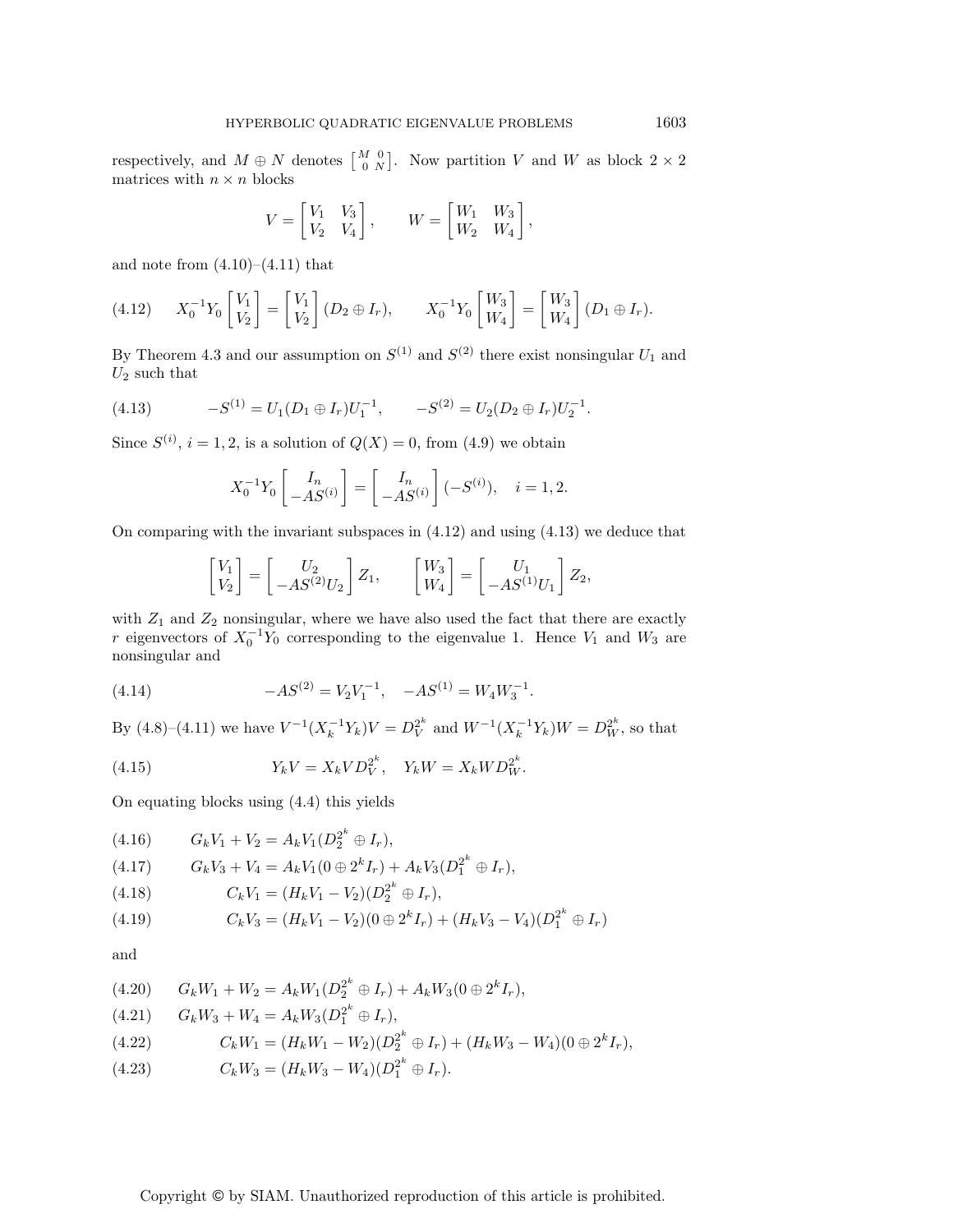respectively, and $M \oplus N$ denotes $\left[\begin{smallmatrix} M & 0 \\ 0 & N \end{smallmatrix}\right]$. Now partition $V$ and $W$ as block $2 \times 2$ matrices with $n \times n$ blocks

$$V = \begin{bmatrix} V_1 & V_3 \\ V_2 & V_4 \end{bmatrix}, \qquad W = \begin{bmatrix} W_1 & W_3 \\ W_2 & W_4 \end{bmatrix},$$

and note from (4.10)–(4.11) that

$$X_0^{-1} Y_0 \begin{bmatrix} V_1 \\ V_2 \end{bmatrix} = \begin{bmatrix} V_1 \\ V_2 \end{bmatrix} (D_2 \oplus I_r), \qquad X_0^{-1} Y_0 \begin{bmatrix} W_3 \\ W_4 \end{bmatrix} = \begin{bmatrix} W_3 \\ W_4 \end{bmatrix} (D_1 \oplus I_r). \tag{4.12}$$

By Theorem 4.3 and our assumption on $S^{(1)}$ and $S^{(2)}$ there exist nonsingular $U_1$ and $U_2$ such that

$$-S^{(1)} = U_1 (D_1 \oplus I_r) U_1^{-1}, \qquad -S^{(2)} = U_2 (D_2 \oplus I_r) U_2^{-1}. \tag{4.13}$$

Since $S^{(i)}$, $i = 1, 2$, is a solution of $Q(X) = 0$, from (4.9) we obtain

$$X_0^{-1} Y_0 \begin{bmatrix} I_n \\ -AS^{(i)} \end{bmatrix} = \begin{bmatrix} I_n \\ -AS^{(i)} \end{bmatrix} (-S^{(i)}), \quad i = 1, 2.$$

On comparing with the invariant subspaces in (4.12) and using (4.13) we deduce that

$$\begin{bmatrix} V_1 \\ V_2 \end{bmatrix} = \begin{bmatrix} U_2 \\ -AS^{(2)} U_2 \end{bmatrix} Z_1, \qquad \begin{bmatrix} W_3 \\ W_4 \end{bmatrix} = \begin{bmatrix} U_1 \\ -AS^{(1)} U_1 \end{bmatrix} Z_2,$$

with $Z_1$ and $Z_2$ nonsingular, where we have also used the fact that there are exactly $r$ eigenvectors of $X_0^{-1} Y_0$ corresponding to the eigenvalue 1. Hence $V_1$ and $W_3$ are nonsingular and

$$-AS^{(2)} = V_2 V_1^{-1}, \quad -AS^{(1)} = W_4 W_3^{-1}. \tag{4.14}$$

By (4.8)–(4.11) we have $V^{-1}(X_k^{-1} Y_k) V = D_V^{2^k}$ and $W^{-1}(X_k^{-1} Y_k) W = D_W^{2^k}$, so that

$$Y_k V = X_k V D_V^{2^k}, \quad Y_k W = X_k W D_W^{2^k}. \tag{4.15}$$

On equating blocks using (4.4) this yields

$$G_k V_1 + V_2 = A_k V_1 (D_2^{2^k} \oplus I_r), \tag{4.16}$$

$$G_k V_3 + V_4 = A_k V_1 (0 \oplus 2^k I_r) + A_k V_3 (D_1^{2^k} \oplus I_r), \tag{4.17}$$

$$C_k V_1 = (H_k V_1 - V_2)(D_2^{2^k} \oplus I_r), \tag{4.18}$$

$$C_k V_3 = (H_k V_1 - V_2)(0 \oplus 2^k I_r) + (H_k V_3 - V_4)(D_1^{2^k} \oplus I_r) \tag{4.19}$$

and

$$G_k W_1 + W_2 = A_k W_1 (D_2^{2^k} \oplus I_r) + A_k W_3 (0 \oplus 2^k I_r), \tag{4.20}$$

$$G_k W_3 + W_4 = A_k W_3 (D_1^{2^k} \oplus I_r), \tag{4.21}$$

$$C_k W_1 = (H_k W_1 - W_2)(D_2^{2^k} \oplus I_r) + (H_k W_3 - W_4)(0 \oplus 2^k I_r), \tag{4.22}$$

$$C_k W_3 = (H_k W_3 - W_4)(D_1^{2^k} \oplus I_r). \tag{4.23}$$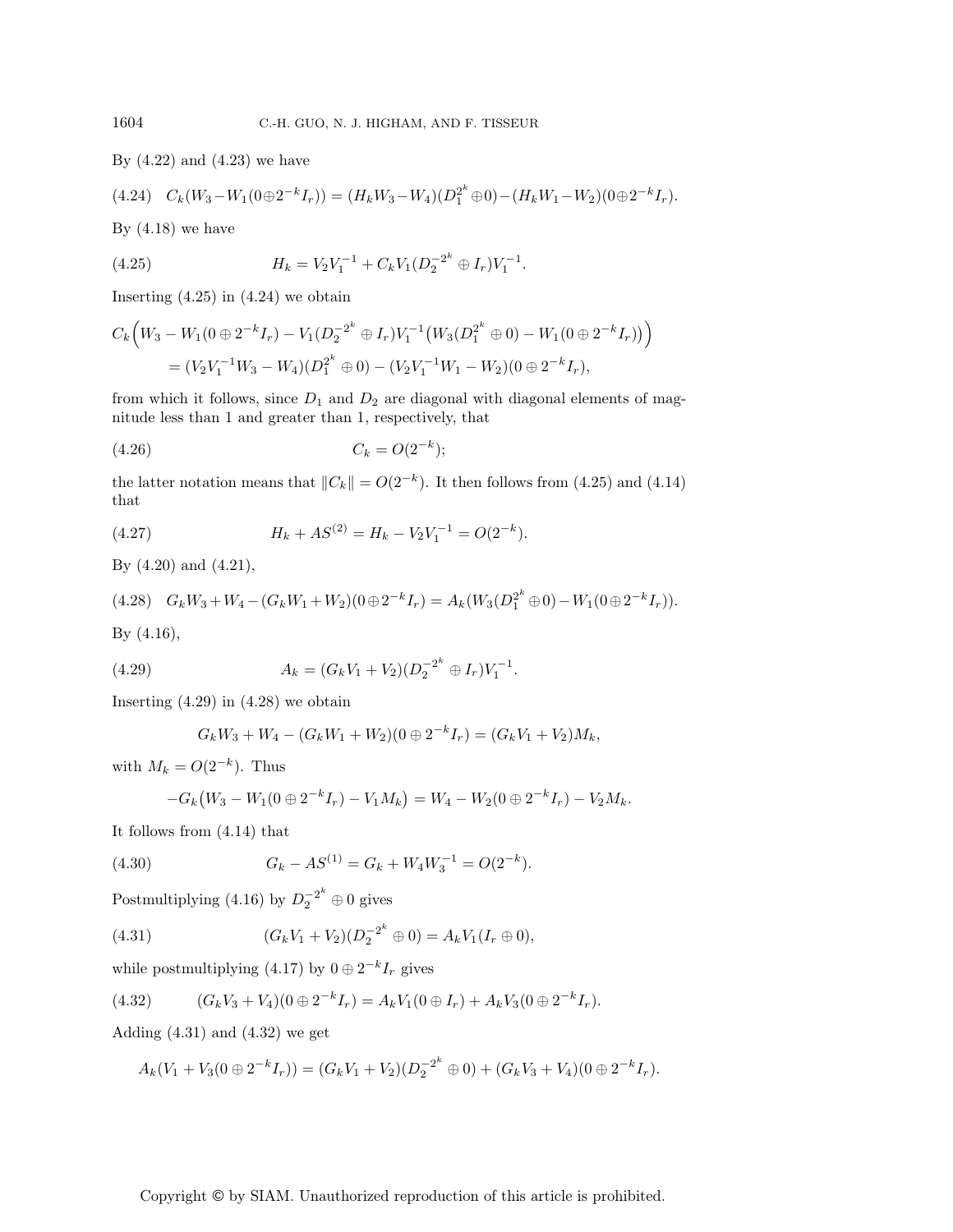By (4.22) and (4.23) we have

$$C_k(W_3 - W_1(0 \oplus 2^{-k} I_r)) = (H_k W_3 - W_4)(D_1^{2^k} \oplus 0) - (H_k W_1 - W_2)(0 \oplus 2^{-k} I_r). \tag{4.24}$$

By (4.18) we have

$$H_k = V_2 V_1^{-1} + C_k V_1 (D_2^{-2^k} \oplus I_r) V_1^{-1}. \tag{4.25}$$

Inserting (4.25) in (4.24) we obtain

$$\begin{aligned} C_k\Big(W_3 - W_1(0 \oplus 2^{-k} I_r) - V_1(D_2^{-2^k} \oplus I_r)V_1^{-1}\big(W_3(D_1^{2^k} \oplus 0) - W_1(0 \oplus 2^{-k} I_r)\big)\Big) \\ = (V_2 V_1^{-1} W_3 - W_4)(D_1^{2^k} \oplus 0) - (V_2 V_1^{-1} W_1 - W_2)(0 \oplus 2^{-k} I_r), \end{aligned}$$

from which it follows, since $D_1$ and $D_2$ are diagonal with diagonal elements of magnitude less than 1 and greater than 1, respectively, that

$$C_k = O(2^{-k}); \tag{4.26}$$

the latter notation means that $\|C_k\| = O(2^{-k})$. It then follows from (4.25) and (4.14) that

$$H_k + AS^{(2)} = H_k - V_2 V_1^{-1} = O(2^{-k}). \tag{4.27}$$

By (4.20) and (4.21),

$$G_k W_3 + W_4 - (G_k W_1 + W_2)(0 \oplus 2^{-k} I_r) = A_k(W_3(D_1^{2^k} \oplus 0) - W_1(0 \oplus 2^{-k} I_r)). \tag{4.28}$$

By (4.16),

$$A_k = (G_k V_1 + V_2)(D_2^{-2^k} \oplus I_r) V_1^{-1}. \tag{4.29}$$

Inserting (4.29) in (4.28) we obtain

$$G_k W_3 + W_4 - (G_k W_1 + W_2)(0 \oplus 2^{-k} I_r) = (G_k V_1 + V_2) M_k,$$

with $M_k = O(2^{-k})$. Thus

$$-G_k\big(W_3 - W_1(0 \oplus 2^{-k} I_r) - V_1 M_k\big) = W_4 - W_2(0 \oplus 2^{-k} I_r) - V_2 M_k.$$

It follows from (4.14) that

$$G_k - AS^{(1)} = G_k + W_4 W_3^{-1} = O(2^{-k}). \tag{4.30}$$

Postmultiplying (4.16) by $D_2^{-2^k} \oplus 0$ gives

$$(G_k V_1 + V_2)(D_2^{-2^k} \oplus 0) = A_k V_1 (I_r \oplus 0), \tag{4.31}$$

while postmultiplying (4.17) by $0 \oplus 2^{-k} I_r$ gives

$$(G_k V_3 + V_4)(0 \oplus 2^{-k} I_r) = A_k V_1 (0 \oplus I_r) + A_k V_3 (0 \oplus 2^{-k} I_r). \tag{4.32}$$

Adding (4.31) and (4.32) we get

$$A_k(V_1 + V_3(0 \oplus 2^{-k} I_r)) = (G_k V_1 + V_2)(D_2^{-2^k} \oplus 0) + (G_k V_3 + V_4)(0 \oplus 2^{-k} I_r).$$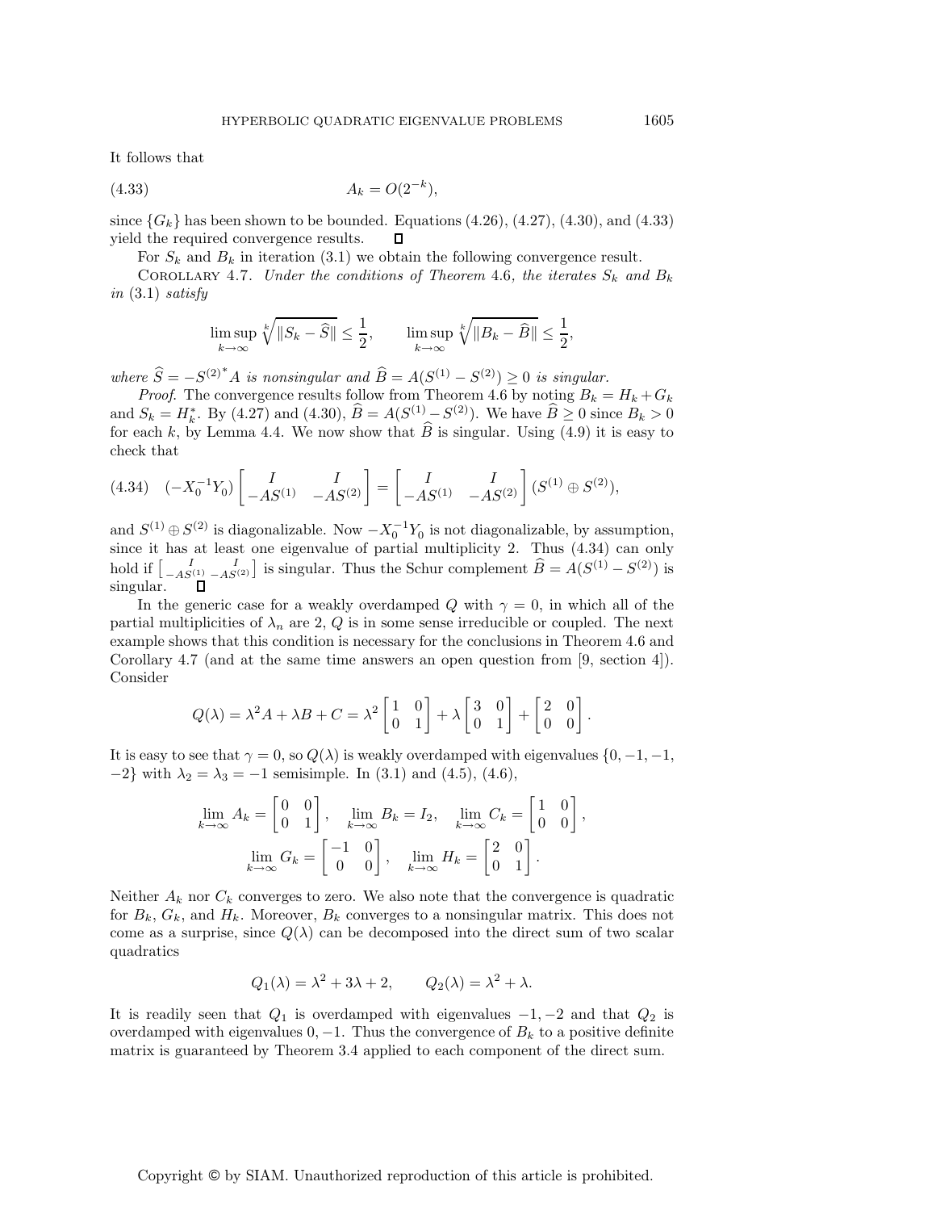It follows that

$$A_k = O(2^{-k}), \tag{4.33}$$

since $\{G_k\}$ has been shown to be bounded. Equations (4.26), (4.27), (4.30), and (4.33) yield the required convergence results. $\square$

For $S_k$ and $B_k$ in iteration (3.1) we obtain the following convergence result.

Corollary 4.7. *Under the conditions of Theorem* 4.6*, the iterates $S_k$ and $B_k$ in* (3.1) *satisfy*

$$\limsup_{k\to\infty} \sqrt[k]{\|S_k - \widehat{S}\|} \le \frac{1}{2}, \qquad \limsup_{k\to\infty} \sqrt[k]{\|B_k - \widehat{B}\|} \le \frac{1}{2},$$

*where $\widehat{S} = -{S^{(2)}}^* A$ is nonsingular and $\widehat{B} = A(S^{(1)} - S^{(2)}) \ge 0$ is singular.*

*Proof*. The convergence results follow from Theorem 4.6 by noting $B_k = H_k + G_k$ and $S_k = H_k^*$. By (4.27) and (4.30), $\widehat{B} = A(S^{(1)} - S^{(2)})$. We have $\widehat{B} \ge 0$ since $B_k > 0$ for each $k$, by Lemma 4.4. We now show that $\widehat{B}$ is singular. Using (4.9) it is easy to check that

$$(-X_0^{-1}Y_0)\begin{bmatrix} I & I \\ -AS^{(1)} & -AS^{(2)} \end{bmatrix} = \begin{bmatrix} I & I \\ -AS^{(1)} & -AS^{(2)} \end{bmatrix}(S^{(1)} \oplus S^{(2)}), \tag{4.34}$$

and $S^{(1)} \oplus S^{(2)}$ is diagonalizable. Now $-X_0^{-1}Y_0$ is not diagonalizable, by assumption, since it has at least one eigenvalue of partial multiplicity 2. Thus (4.34) can only hold if $\left[\begin{smallmatrix} I & I \\ -AS^{(1)} & -AS^{(2)} \end{smallmatrix}\right]$ is singular. Thus the Schur complement $\widehat{B} = A(S^{(1)} - S^{(2)})$ is singular. $\square$

In the generic case for a weakly overdamped $Q$ with $\gamma = 0$, in which all of the partial multiplicities of $\lambda_n$ are 2, $Q$ is in some sense irreducible or coupled. The next example shows that this condition is necessary for the conclusions in Theorem 4.6 and Corollary 4.7 (and at the same time answers an open question from [9, section 4]). Consider

$$Q(\lambda) = \lambda^2 A + \lambda B + C = \lambda^2 \begin{bmatrix} 1 & 0 \\ 0 & 1 \end{bmatrix} + \lambda \begin{bmatrix} 3 & 0 \\ 0 & 1 \end{bmatrix} + \begin{bmatrix} 2 & 0 \\ 0 & 0 \end{bmatrix}.$$

It is easy to see that $\gamma = 0$, so $Q(\lambda)$ is weakly overdamped with eigenvalues $\{0, -1, -1, -2\}$ with $\lambda_2 = \lambda_3 = -1$ semisimple. In (3.1) and (4.5), (4.6),

$$\lim_{k\to\infty} A_k = \begin{bmatrix} 0 & 0 \\ 0 & 1 \end{bmatrix}, \quad \lim_{k\to\infty} B_k = I_2, \quad \lim_{k\to\infty} C_k = \begin{bmatrix} 1 & 0 \\ 0 & 0 \end{bmatrix},$$

$$\lim_{k\to\infty} G_k = \begin{bmatrix} -1 & 0 \\ 0 & 0 \end{bmatrix}, \quad \lim_{k\to\infty} H_k = \begin{bmatrix} 2 & 0 \\ 0 & 1 \end{bmatrix}.$$

Neither $A_k$ nor $C_k$ converges to zero. We also note that the convergence is quadratic for $B_k$, $G_k$, and $H_k$. Moreover, $B_k$ converges to a nonsingular matrix. This does not come as a surprise, since $Q(\lambda)$ can be decomposed into the direct sum of two scalar quadratics

$$Q_1(\lambda) = \lambda^2 + 3\lambda + 2, \qquad Q_2(\lambda) = \lambda^2 + \lambda.$$

It is readily seen that $Q_1$ is overdamped with eigenvalues $-1, -2$ and that $Q_2$ is overdamped with eigenvalues $0, -1$. Thus the convergence of $B_k$ to a positive definite matrix is guaranteed by Theorem 3.4 applied to each component of the direct sum.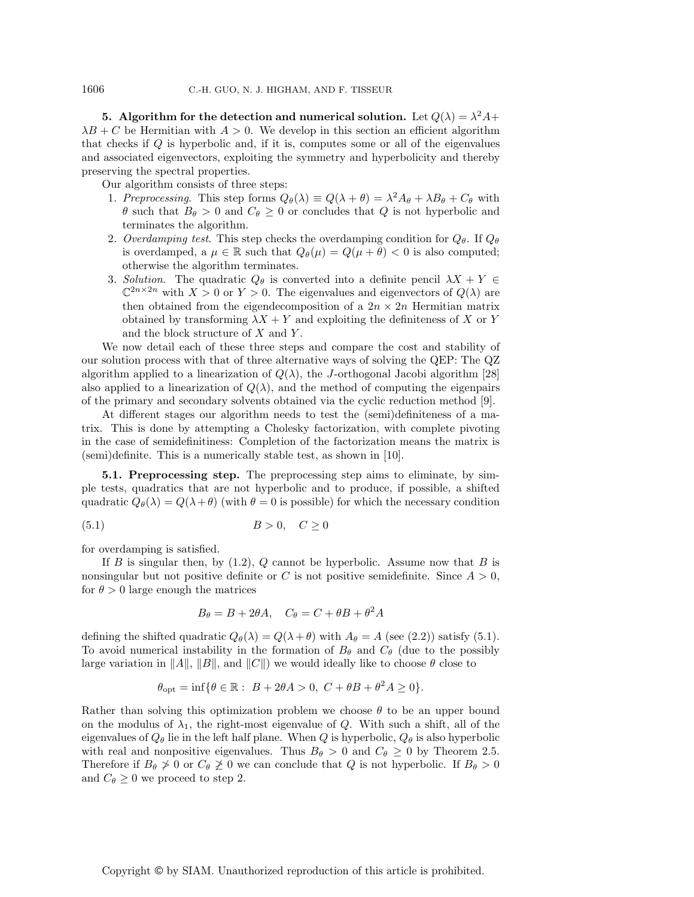## 5. Algorithm for the detection and numerical solution.

Let $Q(\lambda) = \lambda^2 A + \lambda B + C$ be Hermitian with $A > 0$. We develop in this section an efficient algorithm that checks if $Q$ is hyperbolic and, if it is, computes some or all of the eigenvalues and associated eigenvectors, exploiting the symmetry and hyperbolicity and thereby preserving the spectral properties.

Our algorithm consists of three steps:

1. *Preprocessing.* This step forms $Q_\theta(\lambda) \equiv Q(\lambda + \theta) = \lambda^2 A_\theta + \lambda B_\theta + C_\theta$ with $\theta$ such that $B_\theta > 0$ and $C_\theta \geq 0$ or concludes that $Q$ is not hyperbolic and terminates the algorithm.
2. *Overdamping test.* This step checks the overdamping condition for $Q_\theta$. If $Q_\theta$ is overdamped, a $\mu \in \mathbb{R}$ such that $Q_\theta(\mu) = Q(\mu + \theta) < 0$ is also computed; otherwise the algorithm terminates.
3. *Solution.* The quadratic $Q_\theta$ is converted into a definite pencil $\lambda X + Y \in \mathbb{C}^{2n\times 2n}$ with $X > 0$ or $Y > 0$. The eigenvalues and eigenvectors of $Q(\lambda)$ are then obtained from the eigendecomposition of a $2n \times 2n$ Hermitian matrix obtained by transforming $\lambda X + Y$ and exploiting the definiteness of $X$ or $Y$ and the block structure of $X$ and $Y$.

We now detail each of these three steps and compare the cost and stability of our solution process with that of three alternative ways of solving the QEP: The QZ algorithm applied to a linearization of $Q(\lambda)$, the $J$-orthogonal Jacobi algorithm [28] also applied to a linearization of $Q(\lambda)$, and the method of computing the eigenpairs of the primary and secondary solvents obtained via the cyclic reduction method [9].

At different stages our algorithm needs to test the (semi)definiteness of a matrix. This is done by attempting a Cholesky factorization, with complete pivoting in the case of semidefinitiness: Completion of the factorization means the matrix is (semi)definite. This is a numerically stable test, as shown in [10].

### 5.1. Preprocessing step.

The preprocessing step aims to eliminate, by simple tests, quadratics that are not hyperbolic and to produce, if possible, a shifted quadratic $Q_\theta(\lambda) = Q(\lambda+\theta)$ (with $\theta = 0$ is possible) for which the necessary condition

$$B > 0, \quad C \geq 0 \tag{5.1}$$

for overdamping is satisfied.

If $B$ is singular then, by (1.2), $Q$ cannot be hyperbolic. Assume now that $B$ is nonsingular but not positive definite or $C$ is not positive semidefinite. Since $A > 0$, for $\theta > 0$ large enough the matrices

$$B_\theta = B + 2\theta A, \quad C_\theta = C + \theta B + \theta^2 A$$

defining the shifted quadratic $Q_\theta(\lambda) = Q(\lambda + \theta)$ with $A_\theta = A$ (see (2.2)) satisfy (5.1). To avoid numerical instability in the formation of $B_\theta$ and $C_\theta$ (due to the possibly large variation in $\|A\|$, $\|B\|$, and $\|C\|$) we would ideally like to choose $\theta$ close to

$$\theta_{\rm opt} = \inf\{\theta \in \mathbb{R} : \; B + 2\theta A > 0, \; C + \theta B + \theta^2 A \geq 0\}.$$

Rather than solving this optimization problem we choose $\theta$ to be an upper bound on the modulus of $\lambda_1$, the right-most eigenvalue of $Q$. With such a shift, all of the eigenvalues of $Q_\theta$ lie in the left half plane. When $Q$ is hyperbolic, $Q_\theta$ is also hyperbolic with real and nonpositive eigenvalues. Thus $B_\theta > 0$ and $C_\theta \geq 0$ by Theorem 2.5. Therefore if $B_\theta \not> 0$ or $C_\theta \not\geq 0$ we can conclude that $Q$ is not hyperbolic. If $B_\theta > 0$ and $C_\theta \geq 0$ we proceed to step 2.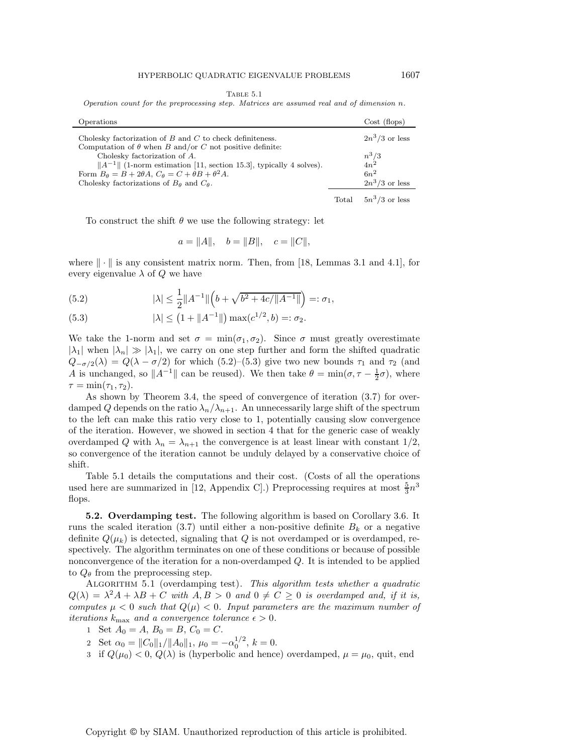Table 5.1

*Operation count for the preprocessing step. Matrices are assumed real and of dimension n.*

| Operations | | Cost (flops) |
|---|---|---|
| Cholesky factorization of $B$ and $C$ to check definiteness. | | $2n^3/3$ or less |
| Computation of $\theta$ when $B$ and/or $C$ not positive definite: | | |
| Cholesky factorization of $A$. | | $n^3/3$ |
| $\|A^{-1}\|$ (1-norm estimation [11, section 15.3], typically 4 solves). | | $4n^2$ |
| Form $B_\theta = B + 2\theta A$, $C_\theta = C + \theta B + \theta^2 A$. | | $6n^2$ |
| Cholesky factorizations of $B_\theta$ and $C_\theta$. | | $2n^3/3$ or less |
| | Total | $5n^3/3$ or less |

To construct the shift $\theta$ we use the following strategy: let

$$a = \|A\|, \quad b = \|B\|, \quad c = \|C\|,$$

where $\|\cdot\|$ is any consistent matrix norm. Then, from [18, Lemmas 3.1 and 4.1], for every eigenvalue $\lambda$ of $Q$ we have

$$|\lambda| \le \frac{1}{2}\|A^{-1}\|\Big(b + \sqrt{b^2 + 4c/\|A^{-1}\|}\Big) =: \sigma_1, \tag{5.2}$$

$$|\lambda| \le \big(1 + \|A^{-1}\|\big)\max(c^{1/2}, b) =: \sigma_2. \tag{5.3}$$

We take the 1-norm and set $\sigma = \min(\sigma_1, \sigma_2)$. Since $\sigma$ must greatly overestimate $|\lambda_1|$ when $|\lambda_n| \gg |\lambda_1|$, we carry on one step further and form the shifted quadratic $Q_{-\sigma/2}(\lambda) = Q(\lambda - \sigma/2)$ for which (5.2)–(5.3) give two new bounds $\tau_1$ and $\tau_2$ (and $A$ is unchanged, so $\|A^{-1}\|$ can be reused). We then take $\theta = \min(\sigma, \tau - \frac{1}{2}\sigma)$, where $\tau = \min(\tau_1, \tau_2)$.

As shown by Theorem 3.4, the speed of convergence of iteration (3.7) for overdamped $Q$ depends on the ratio $\lambda_n/\lambda_{n+1}$. An unnecessarily large shift of the spectrum to the left can make this ratio very close to 1, potentially causing slow convergence of the iteration. However, we showed in section 4 that for the generic case of weakly overdamped $Q$ with $\lambda_n = \lambda_{n+1}$ the convergence is at least linear with constant 1/2, so convergence of the iteration cannot be unduly delayed by a conservative choice of shift.

Table 5.1 details the computations and their cost. (Costs of all the operations used here are summarized in [12, Appendix C].) Preprocessing requires at most $\frac{5}{3}n^3$ flops.

**5.2. Overdamping test.** The following algorithm is based on Corollary 3.6. It runs the scaled iteration (3.7) until either a non-positive definite $B_k$ or a negative definite $Q(\mu_k)$ is detected, signaling that $Q$ is not overdamped or is overdamped, respectively. The algorithm terminates on one of these conditions or because of possible nonconvergence of the iteration for a non-overdamped $Q$. It is intended to be applied to $Q_\theta$ from the preprocessing step.

Algorithm 5.1 (overdamping test). *This algorithm tests whether a quadratic $Q(\lambda) = \lambda^2 A + \lambda B + C$ with $A, B > 0$ and $0 \ne C \ge 0$ is overdamped and, if it is, computes $\mu < 0$ such that $Q(\mu) < 0$. Input parameters are the maximum number of iterations $k_{\max}$ and a convergence tolerance $\epsilon > 0$.*

1 Set $A_0 = A$, $B_0 = B$, $C_0 = C$.
2 Set $\alpha_0 = \|C_0\|_1/\|A_0\|_1$, $\mu_0 = -\alpha_0^{1/2}$, $k = 0$.
3 if $Q(\mu_0) < 0$, $Q(\lambda)$ is (hyperbolic and hence) overdamped, $\mu = \mu_0$, quit, end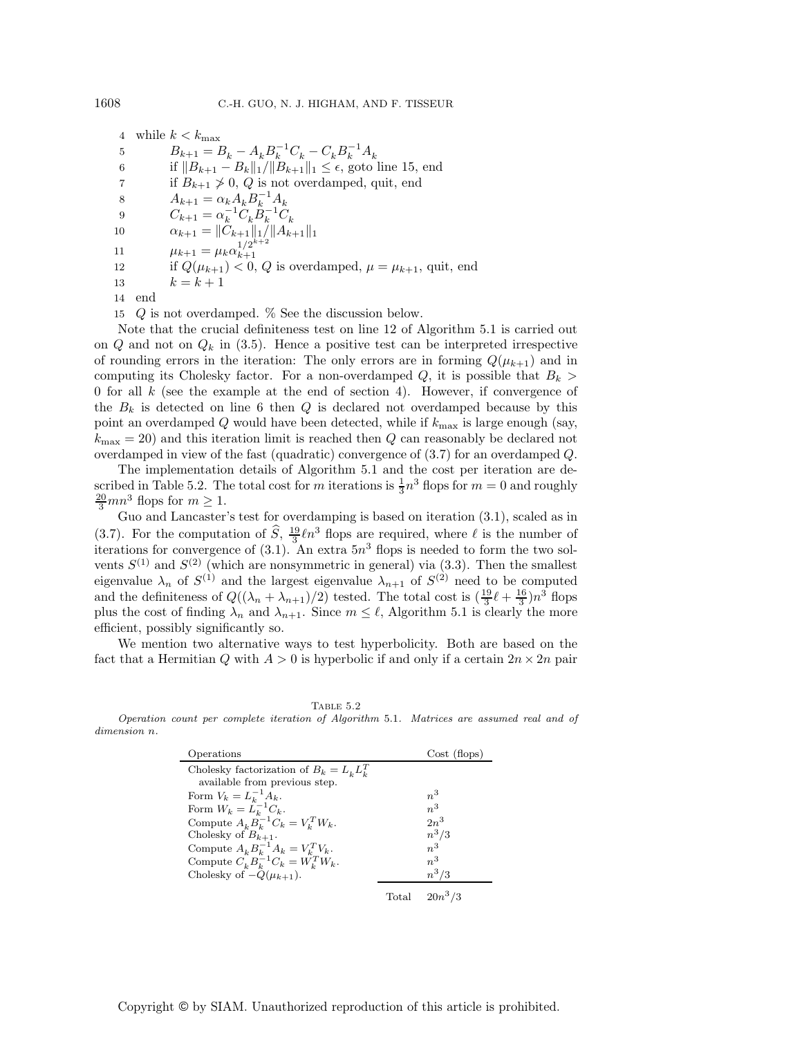```
4  while k < k_max
5      B_{k+1} = B_k − A_k B_k^{-1} C_k − C_k B_k^{-1} A_k
6      if ‖B_{k+1} − B_k‖_1/‖B_{k+1}‖_1 ≤ ϵ, goto line 15, end
7      if B_{k+1} ≯ 0, Q is not overdamped, quit, end
8      A_{k+1} = α_k A_k B_k^{-1} A_k
9      C_{k+1} = α_k^{-1} C_k B_k^{-1} C_k
10     α_{k+1} = ‖C_{k+1}‖_1/‖A_{k+1}‖_1
11     μ_{k+1} = μ_k α_{k+1}^{1/2^{k+2}}
12     if Q(μ_{k+1}) < 0, Q is overdamped, μ = μ_{k+1}, quit, end
13     k = k + 1
14 end
15 Q is not overdamped. % See the discussion below.
```

Note that the crucial definiteness test on line 12 of Algorithm 5.1 is carried out on $Q$ and not on $Q_k$ in (3.5). Hence a positive test can be interpreted irrespective of rounding errors in the iteration: The only errors are in forming $Q(\mu_{k+1})$ and in computing its Cholesky factor. For a non-overdamped $Q$, it is possible that $B_k > 0$ for all $k$ (see the example at the end of section 4). However, if convergence of the $B_k$ is detected on line 6 then $Q$ is declared not overdamped because by this point an overdamped $Q$ would have been detected, while if $k_{\max}$ is large enough (say, $k_{\max} = 20$) and this iteration limit is reached then $Q$ can reasonably be declared not overdamped in view of the fast (quadratic) convergence of (3.7) for an overdamped $Q$.

The implementation details of Algorithm 5.1 and the cost per iteration are described in Table 5.2. The total cost for $m$ iterations is $\frac{1}{3}n^3$ flops for $m = 0$ and roughly $\frac{20}{3}mn^3$ flops for $m \geq 1$.

Guo and Lancaster's test for overdamping is based on iteration (3.1), scaled as in (3.7). For the computation of $\widehat{S}$, $\frac{19}{3}\ell n^3$ flops are required, where $\ell$ is the number of iterations for convergence of (3.1). An extra $5n^3$ flops is needed to form the two solvents $S^{(1)}$ and $S^{(2)}$ (which are nonsymmetric in general) via (3.3). Then the smallest eigenvalue $\lambda_n$ of $S^{(1)}$ and the largest eigenvalue $\lambda_{n+1}$ of $S^{(2)}$ need to be computed and the definiteness of $Q((\lambda_n + \lambda_{n+1})/2)$ tested. The total cost is $(\frac{19}{3}\ell + \frac{16}{3})n^3$ flops plus the cost of finding $\lambda_n$ and $\lambda_{n+1}$. Since $m \leq \ell$, Algorithm 5.1 is clearly the more efficient, possibly significantly so.

We mention two alternative ways to test hyperbolicity. Both are based on the fact that a Hermitian $Q$ with $A > 0$ is hyperbolic if and only if a certain $2n \times 2n$ pair

Table 5.2
*Operation count per complete iteration of Algorithm* 5.1. *Matrices are assumed real and of dimension* $n$.

| Operations | Cost (flops) |
|---|---|
| Cholesky factorization of $B_k = L_k L_k^T$ available from previous step. | |
| Form $V_k = L_k^{-1} A_k$. | $n^3$ |
| Form $W_k = L_k^{-1} C_k$. | $n^3$ |
| Compute $A_k B_k^{-1} C_k = V_k^T W_k$. | $2n^3$ |
| Cholesky of $B_{k+1}$. | $n^3/3$ |
| Compute $A_k B_k^{-1} A_k = V_k^T V_k$. | $n^3$ |
| Compute $C_k B_k^{-1} C_k = W_k^T W_k$. | $n^3$ |
| Cholesky of $-Q(\mu_{k+1})$. | $n^3/3$ |
| Total | $20n^3/3$ |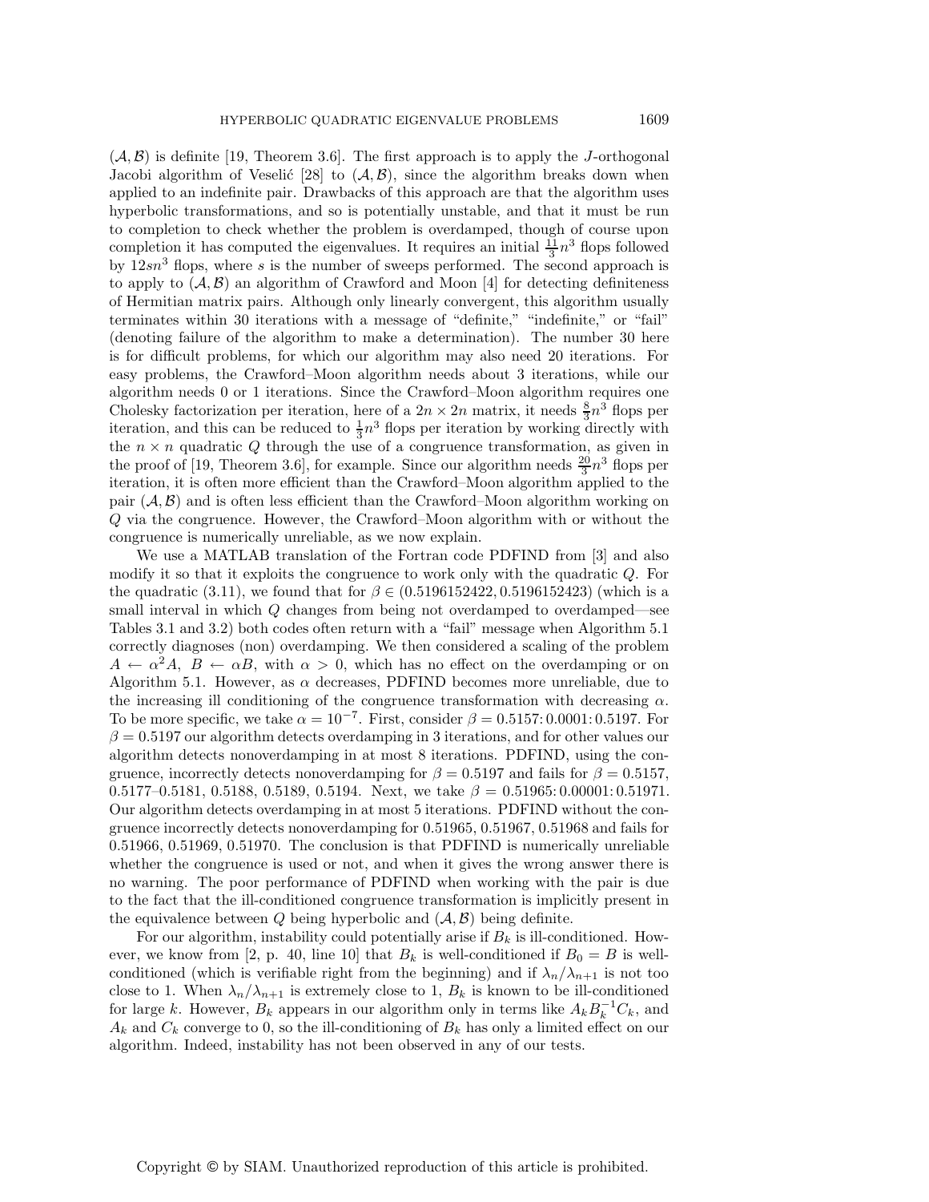$(\mathcal{A}, \mathcal{B})$ is definite [19, Theorem 3.6]. The first approach is to apply the $J$-orthogonal Jacobi algorithm of Veselić [28] to $(\mathcal{A}, \mathcal{B})$, since the algorithm breaks down when applied to an indefinite pair. Drawbacks of this approach are that the algorithm uses hyperbolic transformations, and so is potentially unstable, and that it must be run to completion to check whether the problem is overdamped, though of course upon completion it has computed the eigenvalues. It requires an initial $\frac{11}{3}n^3$ flops followed by $12sn^3$ flops, where $s$ is the number of sweeps performed. The second approach is to apply to $(\mathcal{A}, \mathcal{B})$ an algorithm of Crawford and Moon [4] for detecting definiteness of Hermitian matrix pairs. Although only linearly convergent, this algorithm usually terminates within 30 iterations with a message of "definite," "indefinite," or "fail" (denoting failure of the algorithm to make a determination). The number 30 here is for difficult problems, for which our algorithm may also need 20 iterations. For easy problems, the Crawford–Moon algorithm needs about 3 iterations, while our algorithm needs 0 or 1 iterations. Since the Crawford–Moon algorithm requires one Cholesky factorization per iteration, here of a $2n \times 2n$ matrix, it needs $\frac{8}{3}n^3$ flops per iteration, and this can be reduced to $\frac{1}{3}n^3$ flops per iteration by working directly with the $n \times n$ quadratic $Q$ through the use of a congruence transformation, as given in the proof of [19, Theorem 3.6], for example. Since our algorithm needs $\frac{20}{3}n^3$ flops per iteration, it is often more efficient than the Crawford–Moon algorithm applied to the pair $(\mathcal{A}, \mathcal{B})$ and is often less efficient than the Crawford–Moon algorithm working on $Q$ via the congruence. However, the Crawford–Moon algorithm with or without the congruence is numerically unreliable, as we now explain.

We use a MATLAB translation of the Fortran code PDFIND from [3] and also modify it so that it exploits the congruence to work only with the quadratic $Q$. For the quadratic (3.11), we found that for $\beta \in (0.5196152422, 0.5196152423)$ (which is a small interval in which $Q$ changes from being not overdamped to overdamped—see Tables 3.1 and 3.2) both codes often return with a "fail" message when Algorithm 5.1 correctly diagnoses (non) overdamping. We then considered a scaling of the problem $A \leftarrow \alpha^2 A$, $B \leftarrow \alpha B$, with $\alpha > 0$, which has no effect on the overdamping or on Algorithm 5.1. However, as $\alpha$ decreases, PDFIND becomes more unreliable, due to the increasing ill conditioning of the congruence transformation with decreasing $\alpha$. To be more specific, we take $\alpha = 10^{-7}$. First, consider $\beta = 0.5157{:}\,0.0001{:}\,0.5197$. For $\beta = 0.5197$ our algorithm detects overdamping in 3 iterations, and for other values our algorithm detects nonoverdamping in at most 8 iterations. PDFIND, using the congruence, incorrectly detects nonoverdamping for $\beta = 0.5197$ and fails for $\beta = 0.5157$, 0.5177–0.5181, 0.5188, 0.5189, 0.5194. Next, we take $\beta = 0.51965{:}\,0.00001{:}\,0.51971$. Our algorithm detects overdamping in at most 5 iterations. PDFIND without the congruence incorrectly detects nonoverdamping for 0.51965, 0.51967, 0.51968 and fails for 0.51966, 0.51969, 0.51970. The conclusion is that PDFIND is numerically unreliable whether the congruence is used or not, and when it gives the wrong answer there is no warning. The poor performance of PDFIND when working with the pair is due to the fact that the ill-conditioned congruence transformation is implicitly present in the equivalence between $Q$ being hyperbolic and $(\mathcal{A}, \mathcal{B})$ being definite.

For our algorithm, instability could potentially arise if $B_k$ is ill-conditioned. However, we know from [2, p. 40, line 10] that $B_k$ is well-conditioned if $B_0 = B$ is well-conditioned (which is verifiable right from the beginning) and if $\lambda_n/\lambda_{n+1}$ is not too close to 1. When $\lambda_n/\lambda_{n+1}$ is extremely close to 1, $B_k$ is known to be ill-conditioned for large $k$. However, $B_k$ appears in our algorithm only in terms like $A_k B_k^{-1} C_k$, and $A_k$ and $C_k$ converge to 0, so the ill-conditioning of $B_k$ has only a limited effect on our algorithm. Indeed, instability has not been observed in any of our tests.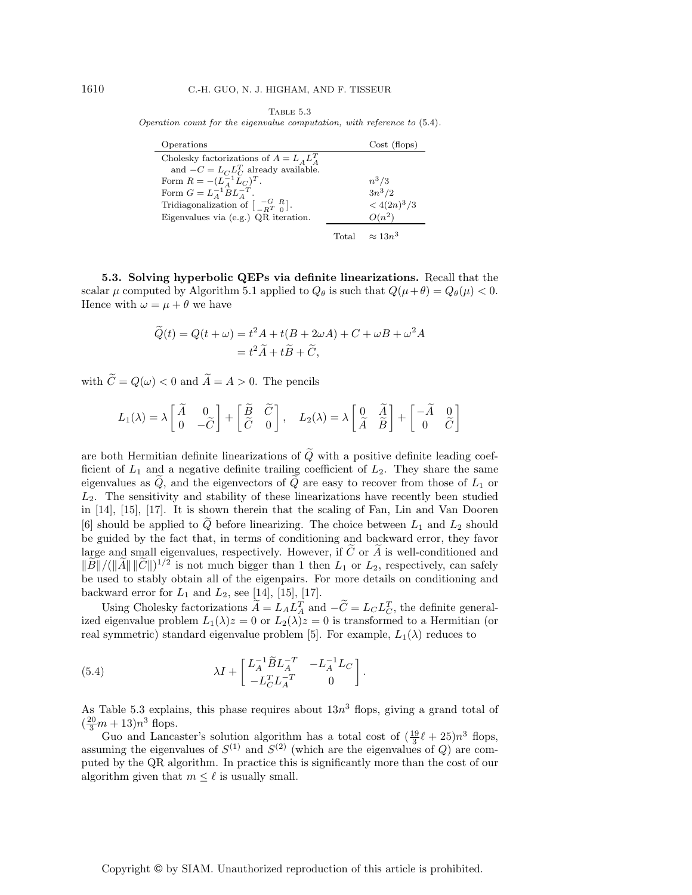Table 5.3

*Operation count for the eigenvalue computation, with reference to* (5.4).

| Operations | Cost (flops) |
|---|---|
| Cholesky factorizations of $A = L_A L_A^T$ and $-C = L_C L_C^T$ already available. | |
| Form $R = -(L_A^{-1} L_C)^T$. | $n^3/3$ |
| Form $G = L_A^{-1} B L_A^{-T}$. | $3n^3/2$ |
| Tridiagonalization of $\left[\begin{smallmatrix} -G & R \\ -R^T & 0 \end{smallmatrix}\right]$. | $< 4(2n)^3/3$ |
| Eigenvalues via (e.g.) QR iteration. | $O(n^2)$ |
| Total | $\approx 13n^3$ |

**5.3. Solving hyperbolic QEPs via definite linearizations.** Recall that the scalar $\mu$ computed by Algorithm 5.1 applied to $Q_\theta$ is such that $Q(\mu+\theta) = Q_\theta(\mu) < 0$. Hence with $\omega = \mu + \theta$ we have

$$
\begin{aligned}
\widetilde{Q}(t) = Q(t+\omega) &= t^2 A + t(B + 2\omega A) + C + \omega B + \omega^2 A \\
&= t^2 \widetilde{A} + t\widetilde{B} + \widetilde{C},
\end{aligned}
$$

with $\widetilde{C} = Q(\omega) < 0$ and $\widetilde{A} = A > 0$. The pencils

$$
L_1(\lambda) = \lambda \begin{bmatrix} \widetilde{A} & 0 \\ 0 & -\widetilde{C} \end{bmatrix} + \begin{bmatrix} \widetilde{B} & \widetilde{C} \\ \widetilde{C} & 0 \end{bmatrix}, \quad L_2(\lambda) = \lambda \begin{bmatrix} 0 & \widetilde{A} \\ \widetilde{A} & \widetilde{B} \end{bmatrix} + \begin{bmatrix} -\widetilde{A} & 0 \\ 0 & \widetilde{C} \end{bmatrix}
$$

are both Hermitian definite linearizations of $\widetilde{Q}$ with a positive definite leading coefficient of $L_1$ and a negative definite trailing coefficient of $L_2$. They share the same eigenvalues as $\widetilde{Q}$, and the eigenvectors of $\widetilde{Q}$ are easy to recover from those of $L_1$ or $L_2$. The sensitivity and stability of these linearizations have recently been studied in [14], [15], [17]. It is shown therein that the scaling of Fan, Lin and Van Dooren [6] should be applied to $\widetilde{Q}$ before linearizing. The choice between $L_1$ and $L_2$ should be guided by the fact that, in terms of conditioning and backward error, they favor large and small eigenvalues, respectively. However, if $\widetilde{C}$ or $\widetilde{A}$ is well-conditioned and $\|\widetilde{B}\|/(\|\widetilde{A}\|\,\|\widetilde{C}\|)^{1/2}$ is not much bigger than 1 then $L_1$ or $L_2$, respectively, can safely be used to stably obtain all of the eigenpairs. For more details on conditioning and backward error for $L_1$ and $L_2$, see [14], [15], [17].

Using Cholesky factorizations $\widetilde{A} = L_A L_A^T$ and $-\widetilde{C} = L_C L_C^T$, the definite generalized eigenvalue problem $L_1(\lambda)z = 0$ or $L_2(\lambda)z = 0$ is transformed to a Hermitian (or real symmetric) standard eigenvalue problem [5]. For example, $L_1(\lambda)$ reduces to

$$
\lambda I + \begin{bmatrix} L_A^{-1}\widetilde{B}L_A^{-T} & -L_A^{-1}L_C \\ -L_C^T L_A^{-T} & 0 \end{bmatrix}. \tag{5.4}
$$

As Table 5.3 explains, this phase requires about $13n^3$ flops, giving a grand total of $(\frac{20}{3}m + 13)n^3$ flops.

Guo and Lancaster's solution algorithm has a total cost of $(\frac{19}{3}\ell + 25)n^3$ flops, assuming the eigenvalues of $S^{(1)}$ and $S^{(2)}$ (which are the eigenvalues of $Q$) are computed by the QR algorithm. In practice this is significantly more than the cost of our algorithm given that $m \le \ell$ is usually small.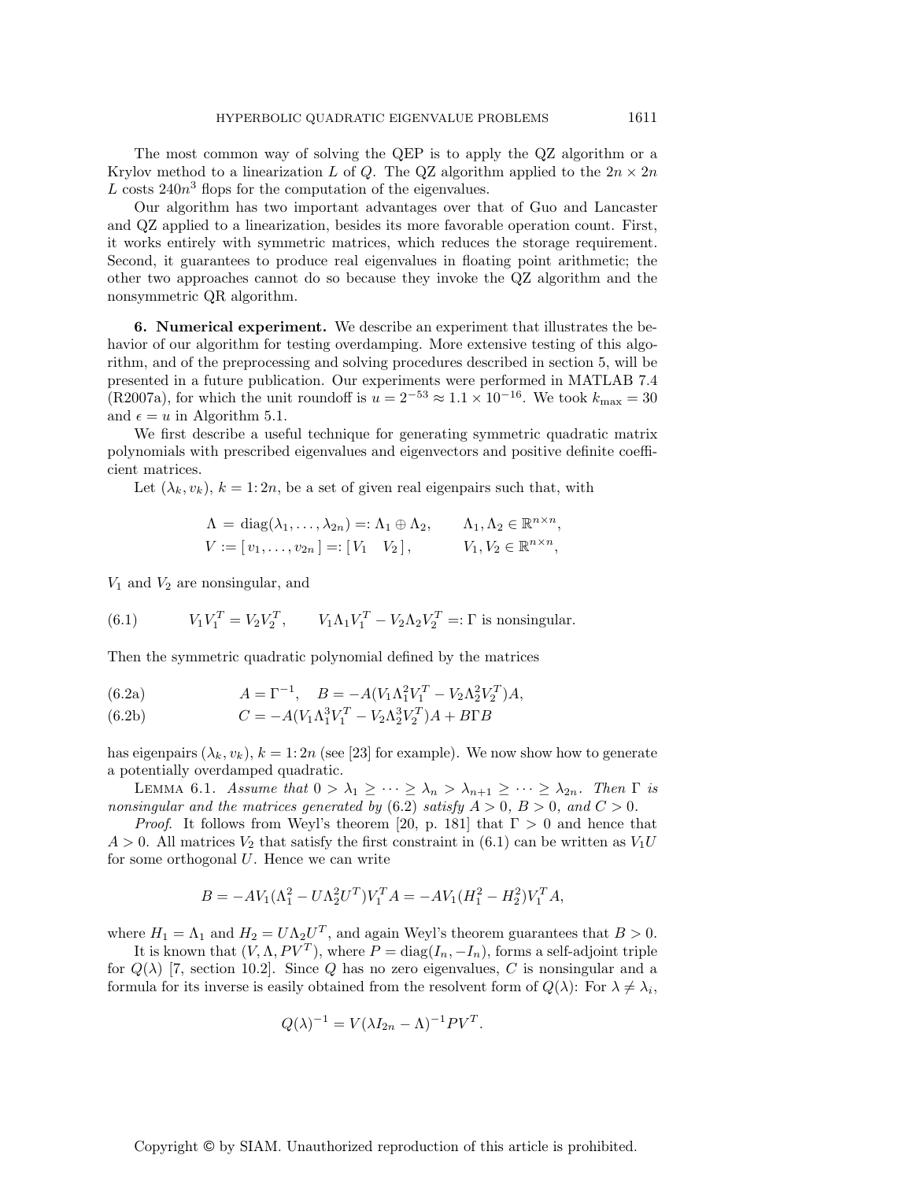The most common way of solving the QEP is to apply the QZ algorithm or a Krylov method to a linearization $L$ of $Q$. The QZ algorithm applied to the $2n \times 2n$ $L$ costs $240n^3$ flops for the computation of the eigenvalues.

Our algorithm has two important advantages over that of Guo and Lancaster and QZ applied to a linearization, besides its more favorable operation count. First, it works entirely with symmetric matrices, which reduces the storage requirement. Second, it guarantees to produce real eigenvalues in floating point arithmetic; the other two approaches cannot do so because they invoke the QZ algorithm and the nonsymmetric QR algorithm.

## 6. Numerical experiment.

We describe an experiment that illustrates the behavior of our algorithm for testing overdamping. More extensive testing of this algorithm, and of the preprocessing and solving procedures described in section 5, will be presented in a future publication. Our experiments were performed in MATLAB 7.4 (R2007a), for which the unit roundoff is $u = 2^{-53} \approx 1.1 \times 10^{-16}$. We took $k_{\max} = 30$ and $\epsilon = u$ in Algorithm 5.1.

We first describe a useful technique for generating symmetric quadratic matrix polynomials with prescribed eigenvalues and eigenvectors and positive definite coefficient matrices.

Let $(\lambda_k, v_k)$, $k = 1{:}\,2n$, be a set of given real eigenpairs such that, with

$$
\begin{aligned}
\Lambda &= \operatorname{diag}(\lambda_1, \ldots, \lambda_{2n}) =: \Lambda_1 \oplus \Lambda_2, \qquad && \Lambda_1, \Lambda_2 \in \mathbb{R}^{n\times n},\\
V &:= [\, v_1, \ldots, v_{2n}\,] =: [\, V_1 \quad V_2\,], \qquad && V_1, V_2 \in \mathbb{R}^{n\times n},
\end{aligned}
$$

$V_1$ and $V_2$ are nonsingular, and

$$
V_1 V_1^T = V_2 V_2^T, \qquad V_1\Lambda_1 V_1^T - V_2 \Lambda_2 V_2^T =: \Gamma \text{ is nonsingular.} \tag{6.1}
$$

Then the symmetric quadratic polynomial defined by the matrices

$$
A = \Gamma^{-1}, \quad B = -A(V_1\Lambda_1^2 V_1^T - V_2\Lambda_2^2 V_2^T)A, \tag{6.2a}
$$

$$
C = -A(V_1\Lambda_1^3 V_1^T - V_2\Lambda_2^3 V_2^T)A + B\Gamma B \tag{6.2b}
$$

has eigenpairs $(\lambda_k, v_k)$, $k = 1{:}\,2n$ (see [23] for example). We now show how to generate a potentially overdamped quadratic.

LEMMA 6.1. *Assume that* $0 > \lambda_1 \geq \cdots \geq \lambda_n > \lambda_{n+1} \geq \cdots \geq \lambda_{2n}$. *Then* $\Gamma$ *is nonsingular and the matrices generated by* (6.2) *satisfy* $A > 0$, $B > 0$, *and* $C > 0$.

*Proof.* It follows from Weyl's theorem [20, p. 181] that $\Gamma > 0$ and hence that $A > 0$. All matrices $V_2$ that satisfy the first constraint in (6.1) can be written as $V_1 U$ for some orthogonal $U$. Hence we can write

$$
B = -AV_1(\Lambda_1^2 - U\Lambda_2^2 U^T)V_1^T A = -AV_1(H_1^2 - H_2^2)V_1^T A,
$$

where $H_1 = \Lambda_1$ and $H_2 = U\Lambda_2 U^T$, and again Weyl's theorem guarantees that $B > 0$.

It is known that $(V, \Lambda, PV^T)$, where $P = \operatorname{diag}(I_n, -I_n)$, forms a self-adjoint triple for $Q(\lambda)$ [7, section 10.2]. Since $Q$ has no zero eigenvalues, $C$ is nonsingular and a formula for its inverse is easily obtained from the resolvent form of $Q(\lambda)$: For $\lambda \neq \lambda_i$,

$$
Q(\lambda)^{-1} = V(\lambda I_{2n} - \Lambda)^{-1} PV^T.
$$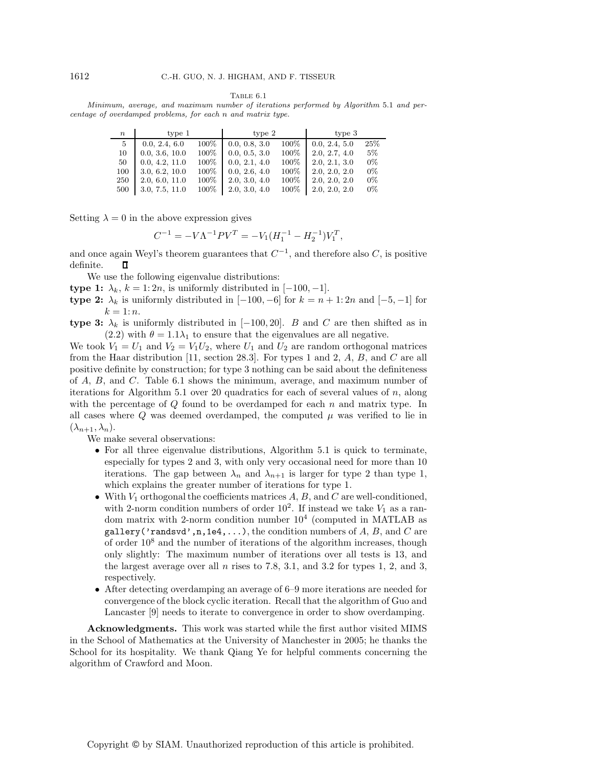Table 6.1

*Minimum, average, and maximum number of iterations performed by Algorithm 5.1 and percentage of overdamped problems, for each $n$ and matrix type.*

| $n$ | type 1 | | type 2 | | type 3 | |
|---|---|---|---|---|---|---|
| 5 | 0.0, 2.4, 6.0 | 100% | 0.0, 0.8, 3.0 | 100% | 0.0, 2.4, 5.0 | 25% |
| 10 | 0.0, 3.6, 10.0 | 100% | 0.0, 0.5, 3.0 | 100% | 2.0, 2.7, 4.0 | 5% |
| 50 | 0.0, 4.2, 11.0 | 100% | 0.0, 2.1, 4.0 | 100% | 2.0, 2.1, 3.0 | 0% |
| 100 | 3.0, 6.2, 10.0 | 100% | 0.0, 2.6, 4.0 | 100% | 2.0, 2.0, 2.0 | 0% |
| 250 | 2.0, 6.0, 11.0 | 100% | 2.0, 3.0, 4.0 | 100% | 2.0, 2.0, 2.0 | 0% |
| 500 | 3.0, 7.5, 11.0 | 100% | 2.0, 3.0, 4.0 | 100% | 2.0, 2.0, 2.0 | 0% |

Setting $\lambda = 0$ in the above expression gives

$$C^{-1} = -V\Lambda^{-1}PV^T = -V_1(H_1^{-1} - H_2^{-1})V_1^T,$$

and once again Weyl's theorem guarantees that $C^{-1}$, and therefore also $C$, is positive definite. $\square$

We use the following eigenvalue distributions:

**type 1:** $\lambda_k$, $k = 1{:}\,2n$, is uniformly distributed in $[-100, -1]$.

**type 2:** $\lambda_k$ is uniformly distributed in $[-100, -6]$ for $k = n+1{:}\,2n$ and $[-5, -1]$ for $k = 1{:}\,n$.

**type 3:** $\lambda_k$ is uniformly distributed in $[-100, 20]$. $B$ and $C$ are then shifted as in (2.2) with $\theta = 1.1\lambda_1$ to ensure that the eigenvalues are all negative.

We took $V_1 = U_1$ and $V_2 = V_1U_2$, where $U_1$ and $U_2$ are random orthogonal matrices from the Haar distribution [11, section 28.3]. For types 1 and 2, $A$, $B$, and $C$ are all positive definite by construction; for type 3 nothing can be said about the definiteness of $A$, $B$, and $C$. Table 6.1 shows the minimum, average, and maximum number of iterations for Algorithm 5.1 over 20 quadratics for each of several values of $n$, along with the percentage of $Q$ found to be overdamped for each $n$ and matrix type. In all cases where $Q$ was deemed overdamped, the computed $\mu$ was verified to lie in $(\lambda_{n+1}, \lambda_n)$.

We make several observations:

- For all three eigenvalue distributions, Algorithm 5.1 is quick to terminate, especially for types 2 and 3, with only very occasional need for more than 10 iterations. The gap between $\lambda_n$ and $\lambda_{n+1}$ is larger for type 2 than type 1, which explains the greater number of iterations for type 1.
- With $V_1$ orthogonal the coefficients matrices $A$, $B$, and $C$ are well-conditioned, with 2-norm condition numbers of order $10^2$. If instead we take $V_1$ as a random matrix with 2-norm condition number $10^4$ (computed in MATLAB as `gallery('randsvd',n,1e4,...)`), the condition numbers of $A$, $B$ and $C$ are of order $10^8$ and the number of iterations of the algorithm increases, though only slightly: The maximum number of iterations over all tests is 13, and the largest average over all $n$ rises to 7.8, 3.1, and 3.2 for types 1, 2, and 3, respectively.
- After detecting overdamping an average of 6–9 more iterations are needed for convergence of the block cyclic iteration. Recall that the algorithm of Guo and Lancaster [9] needs to iterate to convergence in order to show overdamping.

**Acknowledgments.** This work was started while the first author visited MIMS in the School of Mathematics at the University of Manchester in 2005; he thanks the School for its hospitality. We thank Qiang Ye for helpful comments concerning the algorithm of Crawford and Moon.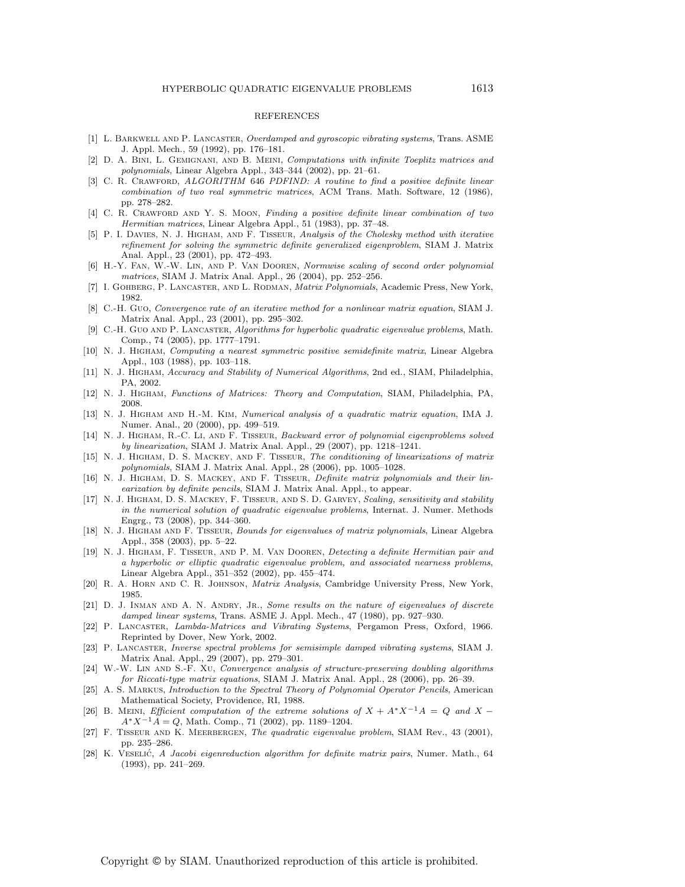## REFERENCES

[1] L. Barkwell and P. Lancaster, *Overdamped and gyroscopic vibrating systems*, Trans. ASME J. Appl. Mech., 59 (1992), pp. 176–181.

[2] D. A. Bini, L. Gemignani, and B. Meini, *Computations with infinite Toeplitz matrices and polynomials*, Linear Algebra Appl., 343–344 (2002), pp. 21–61.

[3] C. R. Crawford, *ALGORITHM 646 PDFIND: A routine to find a positive definite linear combination of two real symmetric matrices*, ACM Trans. Math. Software, 12 (1986), pp. 278–282.

[4] C. R. Crawford and Y. S. Moon, *Finding a positive definite linear combination of two Hermitian matrices*, Linear Algebra Appl., 51 (1983), pp. 37–48.

[5] P. I. Davies, N. J. Higham, and F. Tisseur, *Analysis of the Cholesky method with iterative refinement for solving the symmetric definite generalized eigenproblem*, SIAM J. Matrix Anal. Appl., 23 (2001), pp. 472–493.

[6] H.-Y. Fan, W.-W. Lin, and P. Van Dooren, *Normwise scaling of second order polynomial matrices*, SIAM J. Matrix Anal. Appl., 26 (2004), pp. 252–256.

[7] I. Gohberg, P. Lancaster, and L. Rodman, *Matrix Polynomials*, Academic Press, New York, 1982.

[8] C.-H. Guo, *Convergence rate of an iterative method for a nonlinear matrix equation*, SIAM J. Matrix Anal. Appl., 23 (2001), pp. 295–302.

[9] C.-H. Guo and P. Lancaster, *Algorithms for hyperbolic quadratic eigenvalue problems*, Math. Comp., 74 (2005), pp. 1777–1791.

[10] N. J. Higham, *Computing a nearest symmetric positive semidefinite matrix*, Linear Algebra Appl., 103 (1988), pp. 103–118.

[11] N. J. Higham, *Accuracy and Stability of Numerical Algorithms*, 2nd ed., SIAM, Philadelphia, PA, 2002.

[12] N. J. Higham, *Functions of Matrices: Theory and Computation*, SIAM, Philadelphia, PA, 2008.

[13] N. J. Higham and H.-M. Kim, *Numerical analysis of a quadratic matrix equation*, IMA J. Numer. Anal., 20 (2000), pp. 499–519.

[14] N. J. Higham, R.-C. Li, and F. Tisseur, *Backward error of polynomial eigenproblems solved by linearization*, SIAM J. Matrix Anal. Appl., 29 (2007), pp. 1218–1241.

[15] N. J. Higham, D. S. Mackey, and F. Tisseur, *The conditioning of linearizations of matrix polynomials*, SIAM J. Matrix Anal. Appl., 28 (2006), pp. 1005–1028.

[16] N. J. Higham, D. S. Mackey, and F. Tisseur, *Definite matrix polynomials and their linearization by definite pencils*, SIAM J. Matrix Anal. Appl., to appear.

[17] N. J. Higham, D. S. Mackey, F. Tisseur, and S. D. Garvey, *Scaling, sensitivity and stability in the numerical solution of quadratic eigenvalue problems*, Internat. J. Numer. Methods Engrg., 73 (2008), pp. 344–360.

[18] N. J. Higham and F. Tisseur, *Bounds for eigenvalues of matrix polynomials*, Linear Algebra Appl., 358 (2003), pp. 5–22.

[19] N. J. Higham, F. Tisseur, and P. M. Van Dooren, *Detecting a definite Hermitian pair and a hyperbolic or elliptic quadratic eigenvalue problem, and associated nearness problems*, Linear Algebra Appl., 351–352 (2002), pp. 455–474.

[20] R. A. Horn and C. R. Johnson, *Matrix Analysis*, Cambridge University Press, New York, 1985.

[21] D. J. Inman and A. N. Andry, Jr., *Some results on the nature of eigenvalues of discrete damped linear systems*, Trans. ASME J. Appl. Mech., 47 (1980), pp. 927–930.

[22] P. Lancaster, *Lambda-Matrices and Vibrating Systems*, Pergamon Press, Oxford, 1966. Reprinted by Dover, New York, 2002.

[23] P. Lancaster, *Inverse spectral problems for semisimple damped vibrating systems*, SIAM J. Matrix Anal. Appl., 29 (2007), pp. 279–301.

[24] W.-W. Lin and S.-F. Xu, *Convergence analysis of structure-preserving doubling algorithms for Riccati-type matrix equations*, SIAM J. Matrix Anal. Appl., 28 (2006), pp. 26–39.

[25] A. S. Markus, *Introduction to the Spectral Theory of Polynomial Operator Pencils*, American Mathematical Society, Providence, RI, 1988.

[26] B. Meini, *Efficient computation of the extreme solutions of $X + A^*X^{-1}A = Q$ and $X - A^*X^{-1}A = Q$*, Math. Comp., 71 (2002), pp. 1189–1204.

[27] F. Tisseur and K. Meerbergen, *The quadratic eigenvalue problem*, SIAM Rev., 43 (2001), pp. 235–286.

[28] K. Veselić, *A Jacobi eigenreduction algorithm for definite matrix pairs*, Numer. Math., 64 (1993), pp. 241–269.